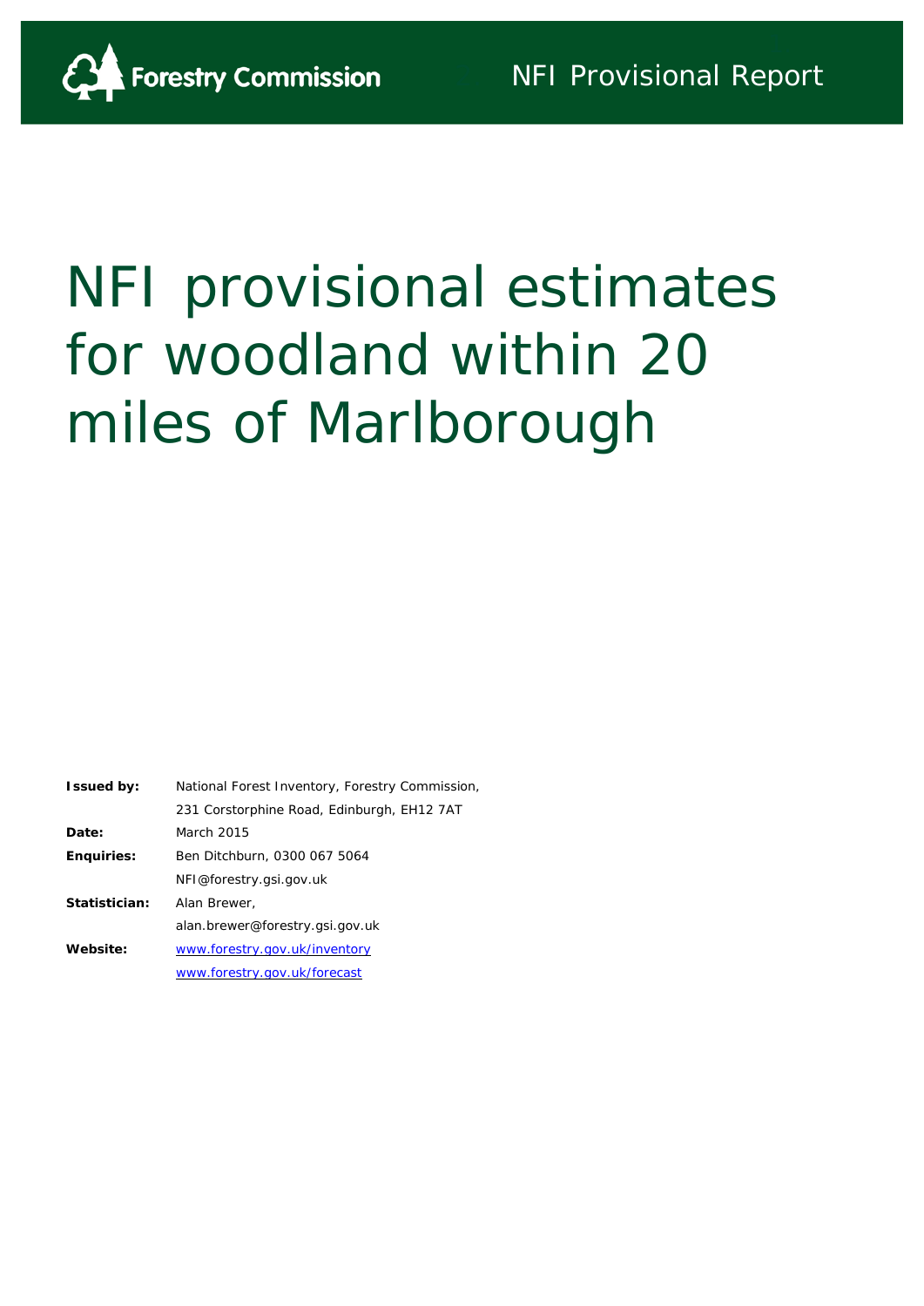Forestry Commission

NFI Provisional Report

# NFI provisional estimates for woodland within 20 miles of Marlborough

| | |
|---|---|
| **Issued by:** | National Forest Inventory, Forestry Commission, |
| | 231 Corstorphine Road, Edinburgh, EH12 7AT |
| **Date:** | March 2015 |
| **Enquiries:** | Ben Ditchburn, 0300 067 5064 |
| | NFI@forestry.gsi.gov.uk |
| **Statistician:** | Alan Brewer, |
| | alan.brewer@forestry.gsi.gov.uk |
| **Website:** | www.forestry.gov.uk/inventory |
| | www.forestry.gov.uk/forecast |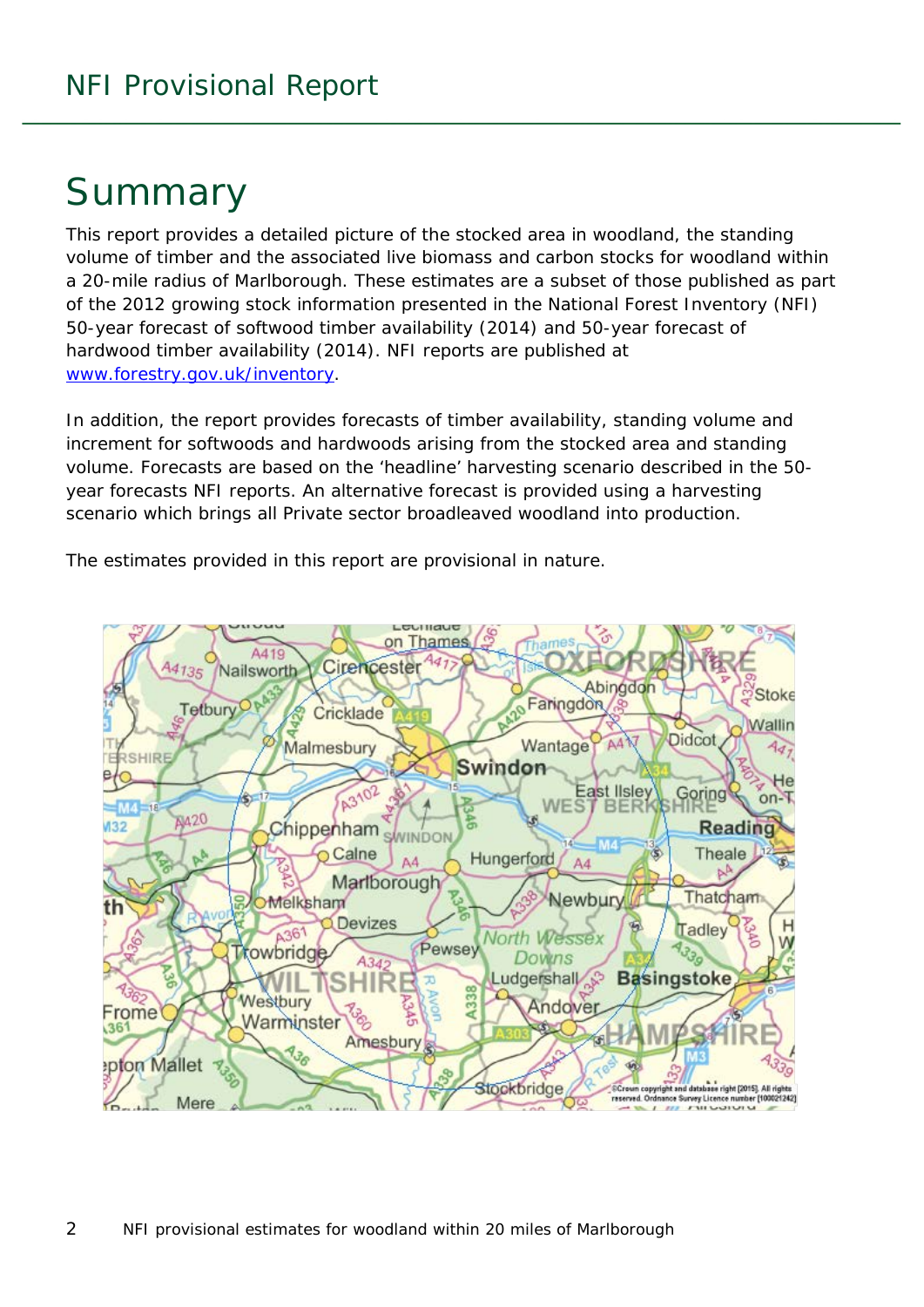# Summary

This report provides a detailed picture of the stocked area in woodland, the standing volume of timber and the associated live biomass and carbon stocks for woodland within a 20-mile radius of Marlborough. These estimates are a subset of those published as part of the 2012 growing stock information presented in the National Forest Inventory (NFI) 50-year forecast of softwood timber availability (2014) and 50-year forecast of hardwood timber availability (2014). NFI reports are published at www.forestry.gov.uk/inventory.

In addition, the report provides forecasts of timber availability, standing volume and increment for softwoods and hardwoods arising from the stocked area and standing volume. Forecasts are based on the 'headline' harvesting scenario described in the 50-year forecasts NFI reports. An alternative forecast is provided using a harvesting scenario which brings all Private sector broadleaved woodland into production.

The estimates provided in this report are provisional in nature.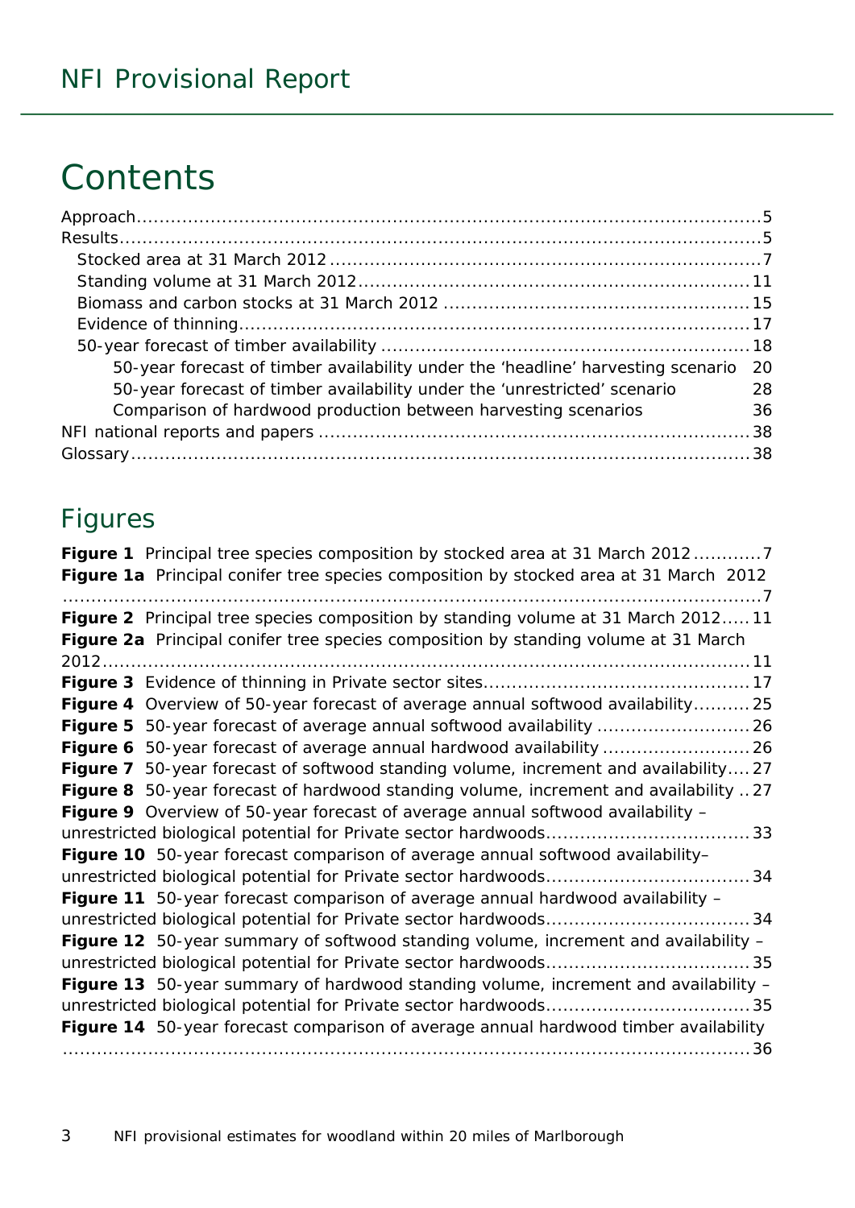# Contents

Approach .......... 5
Results .......... 5
- Stocked area at 31 March 2012 .......... 7
- Standing volume at 31 March 2012 .......... 11
- Biomass and carbon stocks at 31 March 2012 .......... 15
- Evidence of thinning .......... 17
- 50-year forecast of timber availability .......... 18
  - 50-year forecast of timber availability under the 'headline' harvesting scenario 20
  - 50-year forecast of timber availability under the 'unrestricted' scenario 28
  - Comparison of hardwood production between harvesting scenarios 36

NFI national reports and papers .......... 38
Glossary .......... 38

## Figures

**Figure 1** Principal tree species composition by stocked area at 31 March 2012 .......... 7
**Figure 1a** Principal conifer tree species composition by stocked area at 31 March 2012 .......... 7
**Figure 2** Principal tree species composition by standing volume at 31 March 2012 .......... 11
**Figure 2a** Principal conifer tree species composition by standing volume at 31 March 2012 .......... 11
**Figure 3** Evidence of thinning in Private sector sites .......... 17
**Figure 4** Overview of 50-year forecast of average annual softwood availability .......... 25
**Figure 5** 50-year forecast of average annual softwood availability .......... 26
**Figure 6** 50-year forecast of average annual hardwood availability .......... 26
**Figure 7** 50-year forecast of softwood standing volume, increment and availability .......... 27
**Figure 8** 50-year forecast of hardwood standing volume, increment and availability .......... 27
**Figure 9** Overview of 50-year forecast of average annual softwood availability – unrestricted biological potential for Private sector hardwoods .......... 33
**Figure 10** 50-year forecast comparison of average annual softwood availability– unrestricted biological potential for Private sector hardwoods .......... 34
**Figure 11** 50-year forecast comparison of average annual hardwood availability – unrestricted biological potential for Private sector hardwoods .......... 34
**Figure 12** 50-year summary of softwood standing volume, increment and availability – unrestricted biological potential for Private sector hardwoods .......... 35
**Figure 13** 50-year summary of hardwood standing volume, increment and availability – unrestricted biological potential for Private sector hardwoods .......... 35
**Figure 14** 50-year forecast comparison of average annual hardwood timber availability .......... 36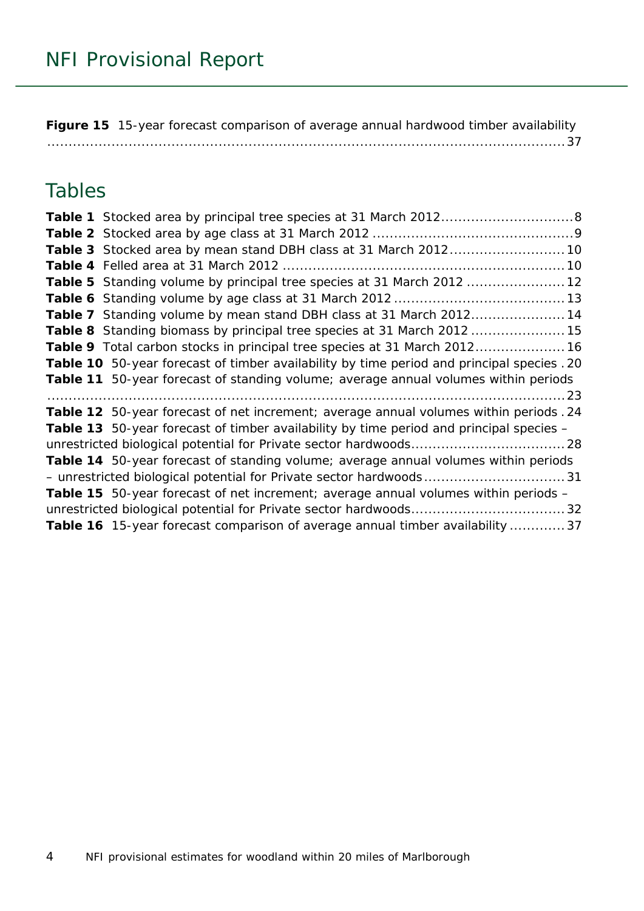**Figure 15** 15-year forecast comparison of average annual hardwood timber availability ........................................................................................................... 37

## Tables

**Table 1** Stocked area by principal tree species at 31 March 2012 .............................. 8
**Table 2** Stocked area by age class at 31 March 2012 ................................................ 9
**Table 3** Stocked area by mean stand DBH class at 31 March 2012 .......................... 10
**Table 4** Felled area at 31 March 2012 .................................................................. 10
**Table 5** Standing volume by principal tree species at 31 March 2012 ...................... 12
**Table 6** Standing volume by age class at 31 March 2012 ....................................... 13
**Table 7** Standing volume by mean stand DBH class at 31 March 2012 ..................... 14
**Table 8** Standing biomass by principal tree species at 31 March 2012 ..................... 15
**Table 9** Total carbon stocks in principal tree species at 31 March 2012 .................... 16
**Table 10** 50-year forecast of timber availability by time period and principal species . 20
**Table 11** 50-year forecast of standing volume; average annual volumes within periods ........................................................................................................... 23
**Table 12** 50-year forecast of net increment; average annual volumes within periods . 24
**Table 13** 50-year forecast of timber availability by time period and principal species – unrestricted biological potential for Private sector hardwoods ................................... 28
**Table 14** 50-year forecast of standing volume; average annual volumes within periods – unrestricted biological potential for Private sector hardwoods ................................ 31
**Table 15** 50-year forecast of net increment; average annual volumes within periods – unrestricted biological potential for Private sector hardwoods ................................... 32
**Table 16** 15-year forecast comparison of average annual timber availability ............. 37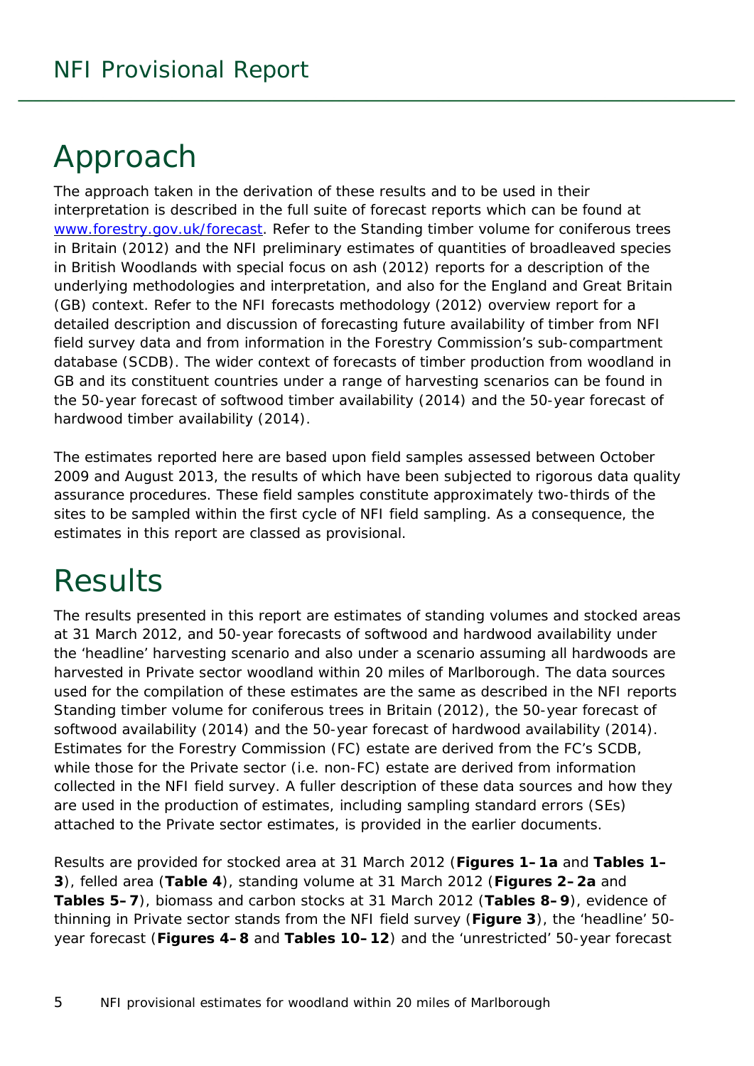# Approach

The approach taken in the derivation of these results and to be used in their interpretation is described in the full suite of forecast reports which can be found at [www.forestry.gov.uk/forecast](www.forestry.gov.uk/forecast). Refer to the Standing timber volume for coniferous trees in Britain (2012) and the NFI preliminary estimates of quantities of broadleaved species in British Woodlands with special focus on ash (2012) reports for a description of the underlying methodologies and interpretation, and also for the England and Great Britain (GB) context. Refer to the NFI forecasts methodology (2012) overview report for a detailed description and discussion of forecasting future availability of timber from NFI field survey data and from information in the Forestry Commission's sub-compartment database (SCDB). The wider context of forecasts of timber production from woodland in GB and its constituent countries under a range of harvesting scenarios can be found in the 50-year forecast of softwood timber availability (2014) and the 50-year forecast of hardwood timber availability (2014).

The estimates reported here are based upon field samples assessed between October 2009 and August 2013, the results of which have been subjected to rigorous data quality assurance procedures. These field samples constitute approximately two-thirds of the sites to be sampled within the first cycle of NFI field sampling. As a consequence, the estimates in this report are classed as provisional.

# Results

The results presented in this report are estimates of standing volumes and stocked areas at 31 March 2012, and 50-year forecasts of softwood and hardwood availability under the 'headline' harvesting scenario and also under a scenario assuming all hardwoods are harvested in Private sector woodland within 20 miles of Marlborough. The data sources used for the compilation of these estimates are the same as described in the NFI reports Standing timber volume for coniferous trees in Britain (2012), the 50-year forecast of softwood availability (2014) and the 50-year forecast of hardwood availability (2014). Estimates for the Forestry Commission (FC) estate are derived from the FC's SCDB, while those for the Private sector (i.e. non-FC) estate are derived from information collected in the NFI field survey. A fuller description of these data sources and how they are used in the production of estimates, including sampling standard errors (SEs) attached to the Private sector estimates, is provided in the earlier documents.

Results are provided for stocked area at 31 March 2012 (**Figures 1–1a** and **Tables 1–3**), felled area (**Table 4**), standing volume at 31 March 2012 (**Figures 2–2a** and **Tables 5–7**), biomass and carbon stocks at 31 March 2012 (**Tables 8–9**), evidence of thinning in Private sector stands from the NFI field survey (**Figure 3**), the 'headline' 50-year forecast (**Figures 4–8** and **Tables 10–12**) and the 'unrestricted' 50-year forecast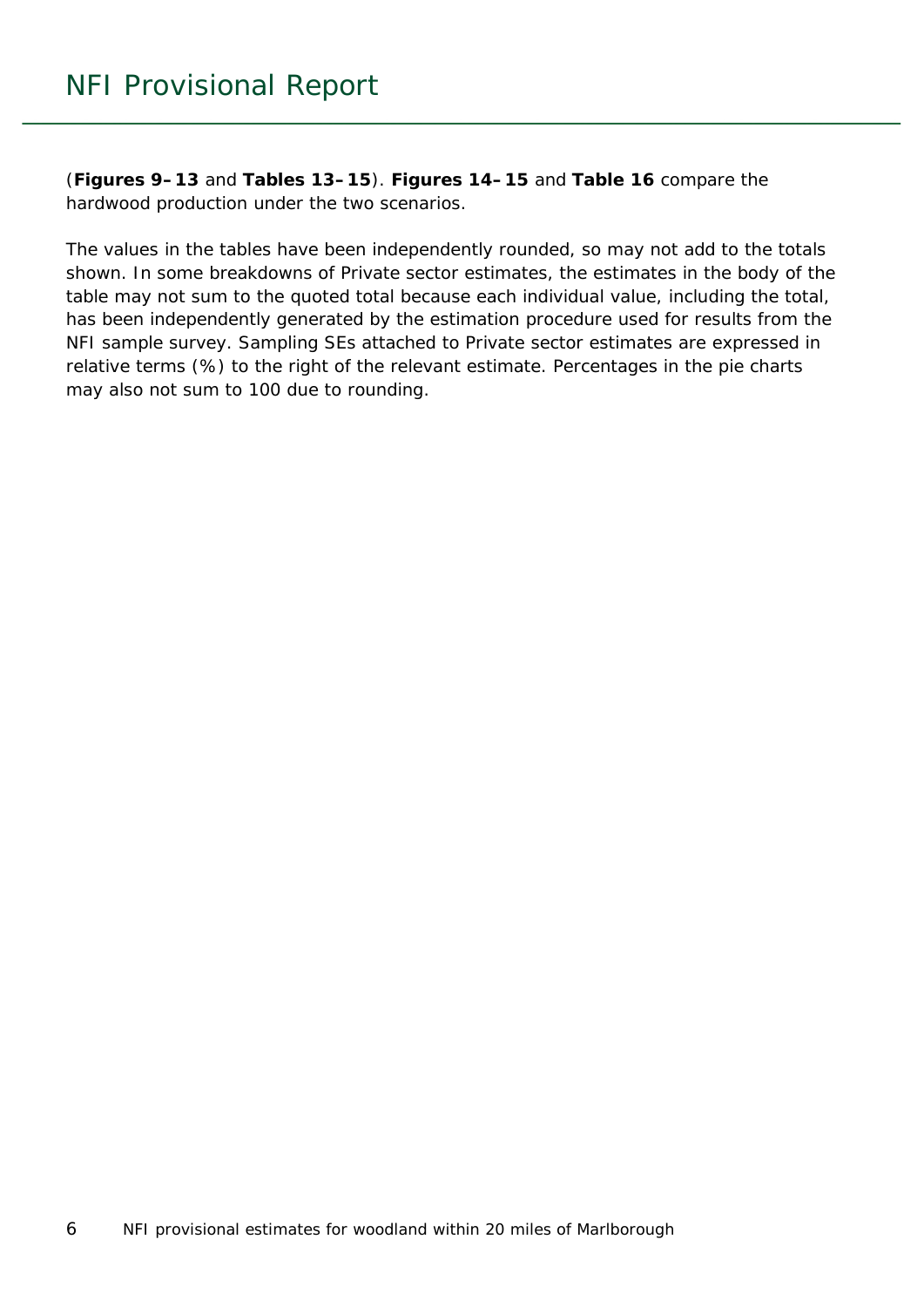(**Figures 9–13** and **Tables 13–15**). **Figures 14–15** and **Table 16** compare the hardwood production under the two scenarios.

The values in the tables have been independently rounded, so may not add to the totals shown. In some breakdowns of Private sector estimates, the estimates in the body of the table may not sum to the quoted total because each individual value, including the total, has been independently generated by the estimation procedure used for results from the NFI sample survey. Sampling SEs attached to Private sector estimates are expressed in relative terms (%) to the right of the relevant estimate. Percentages in the pie charts may also not sum to 100 due to rounding.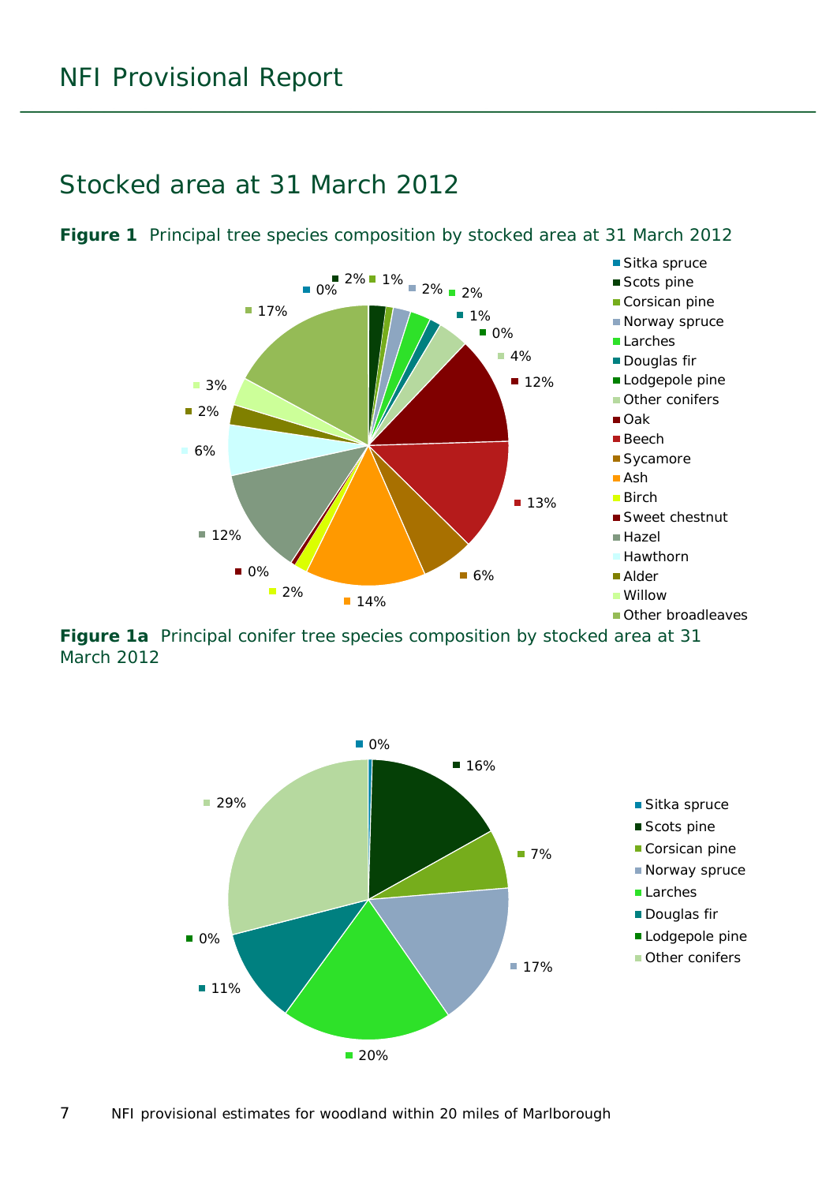# NFI Provisional Report

## Stocked area at 31 March 2012

**Figure 1** Principal tree species composition by stocked area at 31 March 2012

| Species | % |
|---|---|
| Sitka spruce | 0% |
| Scots pine | 2% |
| Corsican pine | 1% |
| Norway spruce | 2% |
| Larches | 2% |
| Douglas fir | 1% |
| Lodgepole pine | 0% |
| Other conifers | 4% |
| Oak | 12% |
| Beech | 13% |
| Sycamore | 6% |
| Ash | 14% |
| Birch | 2% |
| Sweet chestnut | 0% |
| Hazel | 12% |
| Hawthorn | 6% |
| Alder | 2% |
| Willow | 3% |
| Other broadleaves | 17% |

**Figure 1a** Principal conifer tree species composition by stocked area at 31 March 2012

| Species | % |
|---|---|
| Sitka spruce | 0% |
| Scots pine | 16% |
| Corsican pine | 7% |
| Norway spruce | 17% |
| Larches | 20% |
| Douglas fir | 11% |
| Lodgepole pine | 0% |
| Other conifers | 29% |

NFI provisional estimates for woodland within 20 miles of Marlborough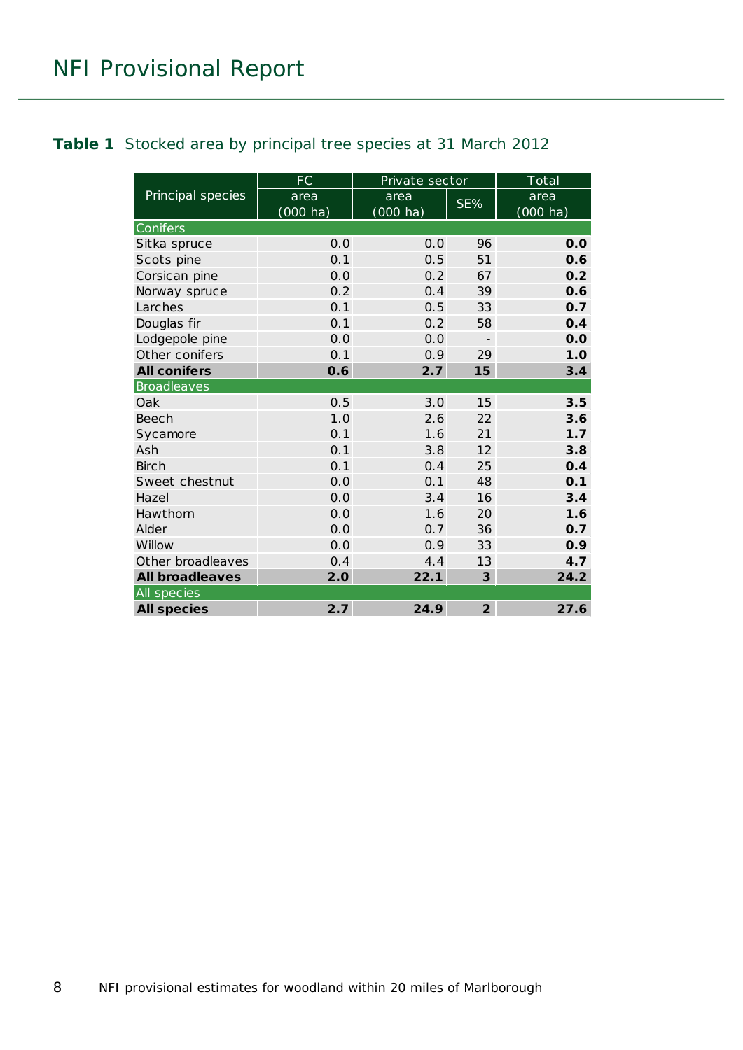**Table 1** Stocked area by principal tree species at 31 March 2012

| Principal species | FC | Private sector | | Total |
|---|---|---|---|---|
| | area (000 ha) | area (000 ha) | SE% | area (000 ha) |
| **Conifers** | | | | |
| Sitka spruce | 0.0 | 0.0 | 96 | **0.0** |
| Scots pine | 0.1 | 0.5 | 51 | **0.6** |
| Corsican pine | 0.0 | 0.2 | 67 | **0.2** |
| Norway spruce | 0.2 | 0.4 | 39 | **0.6** |
| Larches | 0.1 | 0.5 | 33 | **0.7** |
| Douglas fir | 0.1 | 0.2 | 58 | **0.4** |
| Lodgepole pine | 0.0 | 0.0 | - | **0.0** |
| Other conifers | 0.1 | 0.9 | 29 | **1.0** |
| **All conifers** | **0.6** | **2.7** | **15** | **3.4** |
| **Broadleaves** | | | | |
| Oak | 0.5 | 3.0 | 15 | **3.5** |
| Beech | 1.0 | 2.6 | 22 | **3.6** |
| Sycamore | 0.1 | 1.6 | 21 | **1.7** |
| Ash | 0.1 | 3.8 | 12 | **3.8** |
| Birch | 0.1 | 0.4 | 25 | **0.4** |
| Sweet chestnut | 0.0 | 0.1 | 48 | **0.1** |
| Hazel | 0.0 | 3.4 | 16 | **3.4** |
| Hawthorn | 0.0 | 1.6 | 20 | **1.6** |
| Alder | 0.0 | 0.7 | 36 | **0.7** |
| Willow | 0.0 | 0.9 | 33 | **0.9** |
| Other broadleaves | 0.4 | 4.4 | 13 | **4.7** |
| **All broadleaves** | **2.0** | **22.1** | **3** | **24.2** |
| **All species** | | | | |
| **All species** | **2.7** | **24.9** | **2** | **27.6** |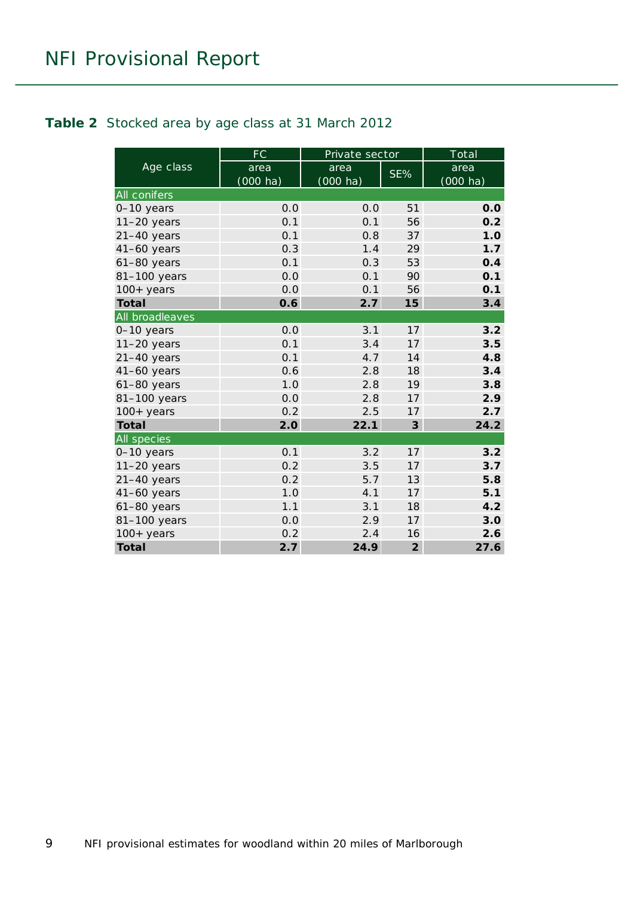**Table 2** Stocked area by age class at 31 March 2012

| Age class | FC | Private sector | | Total |
|---|---|---|---|---|
| | area (000 ha) | area (000 ha) | SE% | area (000 ha) |
| **All conifers** | | | | |
| 0–10 years | 0.0 | 0.0 | 51 | **0.0** |
| 11–20 years | 0.1 | 0.1 | 56 | **0.2** |
| 21–40 years | 0.1 | 0.8 | 37 | **1.0** |
| 41–60 years | 0.3 | 1.4 | 29 | **1.7** |
| 61–80 years | 0.1 | 0.3 | 53 | **0.4** |
| 81–100 years | 0.0 | 0.1 | 90 | **0.1** |
| 100+ years | 0.0 | 0.1 | 56 | **0.1** |
| **Total** | **0.6** | **2.7** | **15** | **3.4** |
| **All broadleaves** | | | | |
| 0–10 years | 0.0 | 3.1 | 17 | **3.2** |
| 11–20 years | 0.1 | 3.4 | 17 | **3.5** |
| 21–40 years | 0.1 | 4.7 | 14 | **4.8** |
| 41–60 years | 0.6 | 2.8 | 18 | **3.4** |
| 61–80 years | 1.0 | 2.8 | 19 | **3.8** |
| 81–100 years | 0.0 | 2.8 | 17 | **2.9** |
| 100+ years | 0.2 | 2.5 | 17 | **2.7** |
| **Total** | **2.0** | **22.1** | **3** | **24.2** |
| **All species** | | | | |
| 0–10 years | 0.1 | 3.2 | 17 | **3.2** |
| 11–20 years | 0.2 | 3.5 | 17 | **3.7** |
| 21–40 years | 0.2 | 5.7 | 13 | **5.8** |
| 41–60 years | 1.0 | 4.1 | 17 | **5.1** |
| 61–80 years | 1.1 | 3.1 | 18 | **4.2** |
| 81–100 years | 0.0 | 2.9 | 17 | **3.0** |
| 100+ years | 0.2 | 2.4 | 16 | **2.6** |
| **Total** | **2.7** | **24.9** | **2** | **27.6** |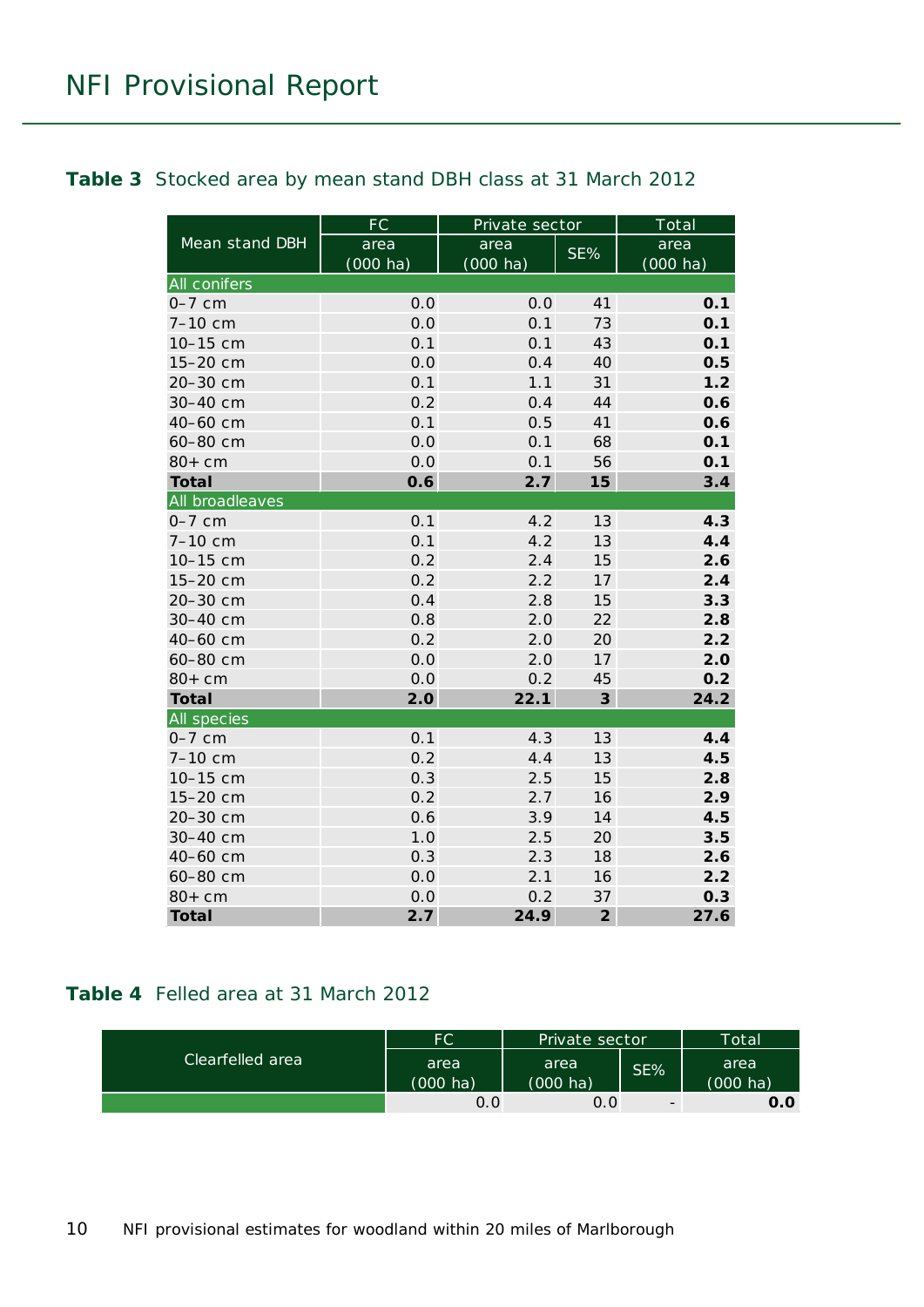## **Table 3** Stocked area by mean stand DBH class at 31 March 2012

| Mean stand DBH | FC | Private sector | | Total |
|---|---|---|---|---|
| | area (000 ha) | area (000 ha) | SE% | area (000 ha) |
| **All conifers** | | | | |
| 0–7 cm | 0.0 | 0.0 | 41 | **0.1** |
| 7–10 cm | 0.0 | 0.1 | 73 | **0.1** |
| 10–15 cm | 0.1 | 0.1 | 43 | **0.1** |
| 15–20 cm | 0.0 | 0.4 | 40 | **0.5** |
| 20–30 cm | 0.1 | 1.1 | 31 | **1.2** |
| 30–40 cm | 0.2 | 0.4 | 44 | **0.6** |
| 40–60 cm | 0.1 | 0.5 | 41 | **0.6** |
| 60–80 cm | 0.0 | 0.1 | 68 | **0.1** |
| 80+ cm | 0.0 | 0.1 | 56 | **0.1** |
| **Total** | **0.6** | **2.7** | **15** | **3.4** |
| **All broadleaves** | | | | |
| 0–7 cm | 0.1 | 4.2 | 13 | **4.3** |
| 7–10 cm | 0.1 | 4.2 | 13 | **4.4** |
| 10–15 cm | 0.2 | 2.4 | 15 | **2.6** |
| 15–20 cm | 0.2 | 2.2 | 17 | **2.4** |
| 20–30 cm | 0.4 | 2.8 | 15 | **3.3** |
| 30–40 cm | 0.8 | 2.0 | 22 | **2.8** |
| 40–60 cm | 0.2 | 2.0 | 20 | **2.2** |
| 60–80 cm | 0.0 | 2.0 | 17 | **2.0** |
| 80+ cm | 0.0 | 0.2 | 45 | **0.2** |
| **Total** | **2.0** | **22.1** | **3** | **24.2** |
| **All species** | | | | |
| 0–7 cm | 0.1 | 4.3 | 13 | **4.4** |
| 7–10 cm | 0.2 | 4.4 | 13 | **4.5** |
| 10–15 cm | 0.3 | 2.5 | 15 | **2.8** |
| 15–20 cm | 0.2 | 2.7 | 16 | **2.9** |
| 20–30 cm | 0.6 | 3.9 | 14 | **4.5** |
| 30–40 cm | 1.0 | 2.5 | 20 | **3.5** |
| 40–60 cm | 0.3 | 2.3 | 18 | **2.6** |
| 60–80 cm | 0.0 | 2.1 | 16 | **2.2** |
| 80+ cm | 0.0 | 0.2 | 37 | **0.3** |
| **Total** | **2.7** | **24.9** | **2** | **27.6** |

## **Table 4** Felled area at 31 March 2012

| Clearfelled area | FC | Private sector | | Total |
|---|---|---|---|---|
| | area (000 ha) | area (000 ha) | SE% | area (000 ha) |
| | 0.0 | 0.0 | - | **0.0** |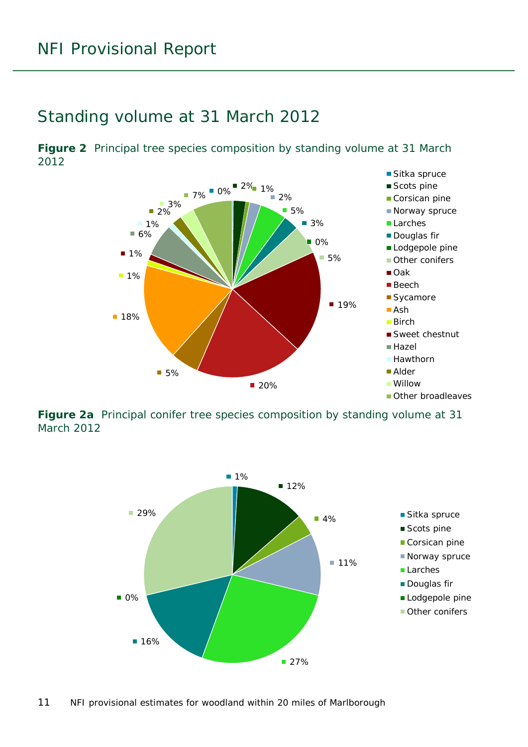## Standing volume at 31 March 2012

**Figure 2** Principal tree species composition by standing volume at 31 March 2012

| Species | % |
|---|---|
| Sitka spruce | 0% |
| Scots pine | 2% |
| Corsican pine | 1% |
| Norway spruce | 2% |
| Larches | 5% |
| Douglas fir | 3% |
| Lodgepole pine | 0% |
| Other conifers | 5% |
| Oak | 19% |
| Beech | 20% |
| Sycamore | 5% |
| Ash | 18% |
| Birch | 1% |
| Sweet chestnut | 1% |
| Hazel | 6% |
| Hawthorn | 1% |
| Alder | 2% |
| Willow | 3% |
| Other broadleaves | 7% |

**Figure 2a** Principal conifer tree species composition by standing volume at 31 March 2012

| Species | % |
|---|---|
| Sitka spruce | 1% |
| Scots pine | 12% |
| Corsican pine | 4% |
| Norway spruce | 11% |
| Larches | 27% |
| Douglas fir | 16% |
| Lodgepole pine | 0% |
| Other conifers | 29% |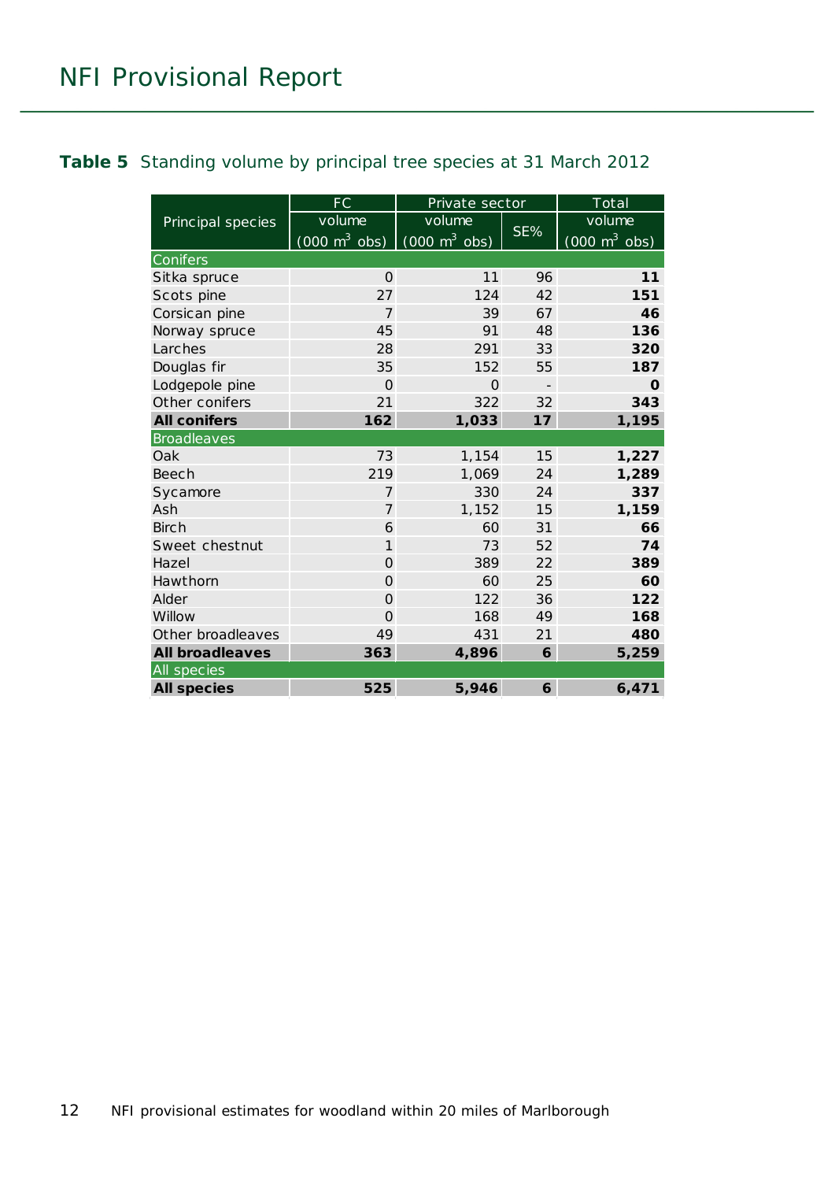**Table 5** Standing volume by principal tree species at 31 March 2012

| Principal species | FC | Private sector | | Total |
|---|---|---|---|---|
| | volume (000 $m^3$ obs) | volume (000 $m^3$ obs) | SE% | volume (000 $m^3$ obs) |
| **Conifers** | | | | |
| Sitka spruce | 0 | 11 | 96 | **11** |
| Scots pine | 27 | 124 | 42 | **151** |
| Corsican pine | 7 | 39 | 67 | **46** |
| Norway spruce | 45 | 91 | 48 | **136** |
| Larches | 28 | 291 | 33 | **320** |
| Douglas fir | 35 | 152 | 55 | **187** |
| Lodgepole pine | 0 | 0 | - | **0** |
| Other conifers | 21 | 322 | 32 | **343** |
| **All conifers** | **162** | **1,033** | **17** | **1,195** |
| **Broadleaves** | | | | |
| Oak | 73 | 1,154 | 15 | **1,227** |
| Beech | 219 | 1,069 | 24 | **1,289** |
| Sycamore | 7 | 330 | 24 | **337** |
| Ash | 7 | 1,152 | 15 | **1,159** |
| Birch | 6 | 60 | 31 | **66** |
| Sweet chestnut | 1 | 73 | 52 | **74** |
| Hazel | 0 | 389 | 22 | **389** |
| Hawthorn | 0 | 60 | 25 | **60** |
| Alder | 0 | 122 | 36 | **122** |
| Willow | 0 | 168 | 49 | **168** |
| Other broadleaves | 49 | 431 | 21 | **480** |
| **All broadleaves** | **363** | **4,896** | **6** | **5,259** |
| **All species** | | | | |
| **All species** | **525** | **5,946** | **6** | **6,471** |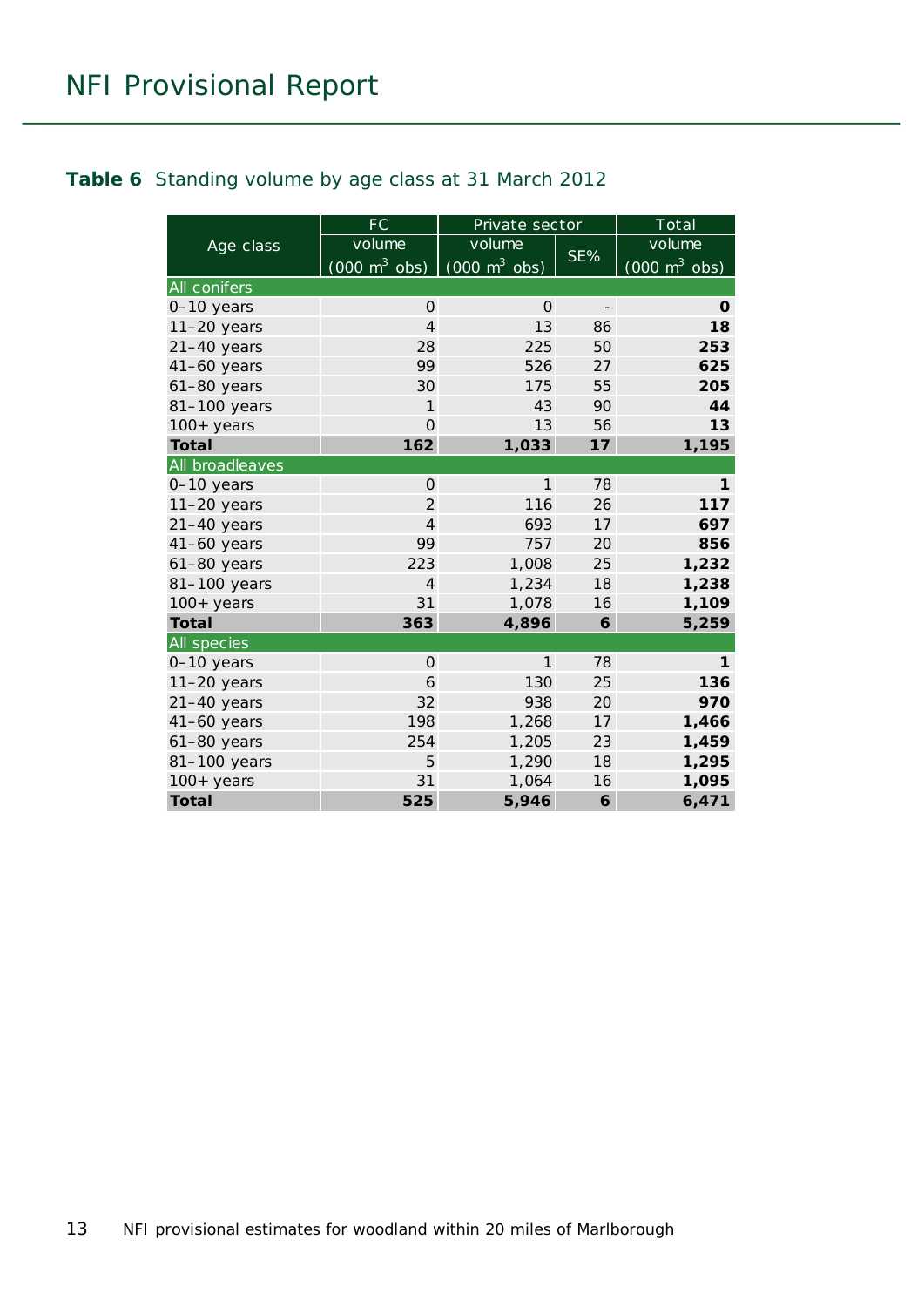**Table 6** Standing volume by age class at 31 March 2012

| Age class | FC | Private sector | | Total |
|---|---|---|---|---|
| | volume (000 m$^3$ obs) | volume (000 m$^3$ obs) | SE% | volume (000 m$^3$ obs) |
| **All conifers** | | | | |
| 0–10 years | 0 | 0 | - | **0** |
| 11–20 years | 4 | 13 | 86 | **18** |
| 21–40 years | 28 | 225 | 50 | **253** |
| 41–60 years | 99 | 526 | 27 | **625** |
| 61–80 years | 30 | 175 | 55 | **205** |
| 81–100 years | 1 | 43 | 90 | **44** |
| 100+ years | 0 | 13 | 56 | **13** |
| **Total** | **162** | **1,033** | **17** | **1,195** |
| **All broadleaves** | | | | |
| 0–10 years | 0 | 1 | 78 | **1** |
| 11–20 years | 2 | 116 | 26 | **117** |
| 21–40 years | 4 | 693 | 17 | **697** |
| 41–60 years | 99 | 757 | 20 | **856** |
| 61–80 years | 223 | 1,008 | 25 | **1,232** |
| 81–100 years | 4 | 1,234 | 18 | **1,238** |
| 100+ years | 31 | 1,078 | 16 | **1,109** |
| **Total** | **363** | **4,896** | **6** | **5,259** |
| **All species** | | | | |
| 0–10 years | 0 | 1 | 78 | **1** |
| 11–20 years | 6 | 130 | 25 | **136** |
| 21–40 years | 32 | 938 | 20 | **970** |
| 41–60 years | 198 | 1,268 | 17 | **1,466** |
| 61–80 years | 254 | 1,205 | 23 | **1,459** |
| 81–100 years | 5 | 1,290 | 18 | **1,295** |
| 100+ years | 31 | 1,064 | 16 | **1,095** |
| **Total** | **525** | **5,946** | **6** | **6,471** |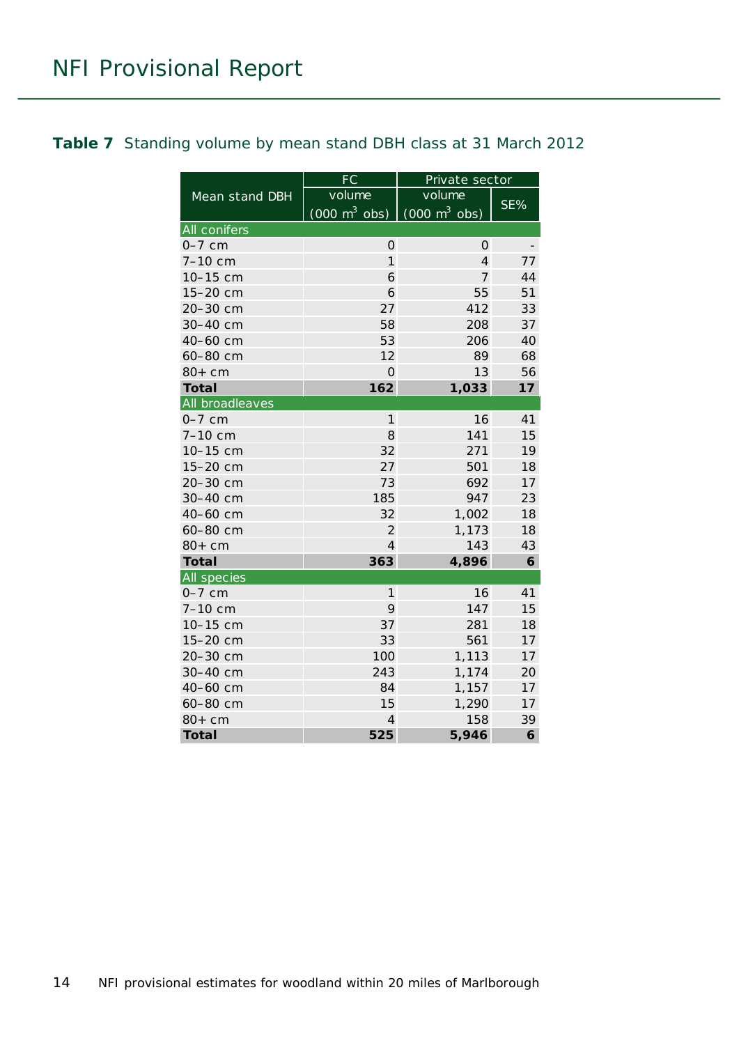**Table 7** Standing volume by mean stand DBH class at 31 March 2012

| Mean stand DBH | FC | Private sector | |
|---|---|---|---|
| | volume (000 $m^3$ obs) | volume (000 $m^3$ obs) | SE% |
| **All conifers** | | | |
| 0–7 cm | 0 | 0 | - |
| 7–10 cm | 1 | 4 | 77 |
| 10–15 cm | 6 | 7 | 44 |
| 15–20 cm | 6 | 55 | 51 |
| 20–30 cm | 27 | 412 | 33 |
| 30–40 cm | 58 | 208 | 37 |
| 40–60 cm | 53 | 206 | 40 |
| 60–80 cm | 12 | 89 | 68 |
| 80+ cm | 0 | 13 | 56 |
| **Total** | **162** | **1,033** | **17** |
| **All broadleaves** | | | |
| 0–7 cm | 1 | 16 | 41 |
| 7–10 cm | 8 | 141 | 15 |
| 10–15 cm | 32 | 271 | 19 |
| 15–20 cm | 27 | 501 | 18 |
| 20–30 cm | 73 | 692 | 17 |
| 30–40 cm | 185 | 947 | 23 |
| 40–60 cm | 32 | 1,002 | 18 |
| 60–80 cm | 2 | 1,173 | 18 |
| 80+ cm | 4 | 143 | 43 |
| **Total** | **363** | **4,896** | **6** |
| **All species** | | | |
| 0–7 cm | 1 | 16 | 41 |
| 7–10 cm | 9 | 147 | 15 |
| 10–15 cm | 37 | 281 | 18 |
| 15–20 cm | 33 | 561 | 17 |
| 20–30 cm | 100 | 1,113 | 17 |
| 30–40 cm | 243 | 1,174 | 20 |
| 40–60 cm | 84 | 1,157 | 17 |
| 60–80 cm | 15 | 1,290 | 17 |
| 80+ cm | 4 | 158 | 39 |
| **Total** | **525** | **5,946** | **6** |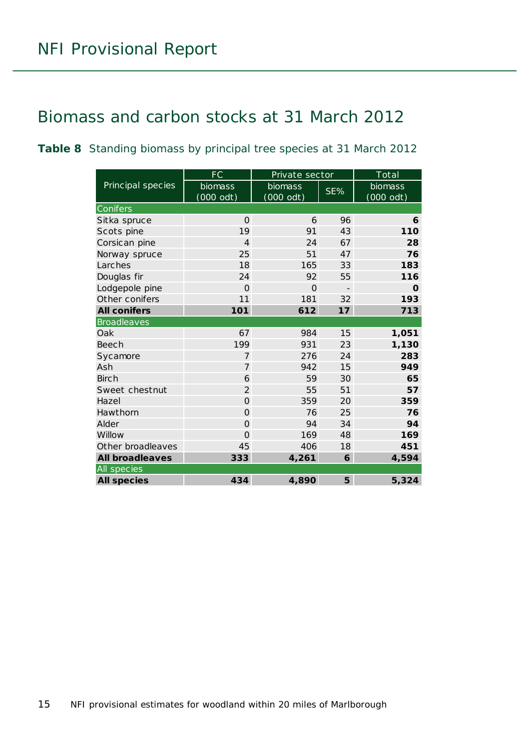# Biomass and carbon stocks at 31 March 2012

**Table 8** Standing biomass by principal tree species at 31 March 2012

| Principal species | FC | Private sector | | Total |
|---|---|---|---|---|
| | biomass (000 odt) | biomass (000 odt) | SE% | biomass (000 odt) |
| Conifers | | | | |
| Sitka spruce | 0 | 6 | 96 | **6** |
| Scots pine | 19 | 91 | 43 | **110** |
| Corsican pine | 4 | 24 | 67 | **28** |
| Norway spruce | 25 | 51 | 47 | **76** |
| Larches | 18 | 165 | 33 | **183** |
| Douglas fir | 24 | 92 | 55 | **116** |
| Lodgepole pine | 0 | 0 | - | **0** |
| Other conifers | 11 | 181 | 32 | **193** |
| **All conifers** | **101** | **612** | **17** | **713** |
| Broadleaves | | | | |
| Oak | 67 | 984 | 15 | **1,051** |
| Beech | 199 | 931 | 23 | **1,130** |
| Sycamore | 7 | 276 | 24 | **283** |
| Ash | 7 | 942 | 15 | **949** |
| Birch | 6 | 59 | 30 | **65** |
| Sweet chestnut | 2 | 55 | 51 | **57** |
| Hazel | 0 | 359 | 20 | **359** |
| Hawthorn | 0 | 76 | 25 | **76** |
| Alder | 0 | 94 | 34 | **94** |
| Willow | 0 | 169 | 48 | **169** |
| Other broadleaves | 45 | 406 | 18 | **451** |
| **All broadleaves** | **333** | **4,261** | **6** | **4,594** |
| All species | | | | |
| **All species** | **434** | **4,890** | **5** | **5,324** |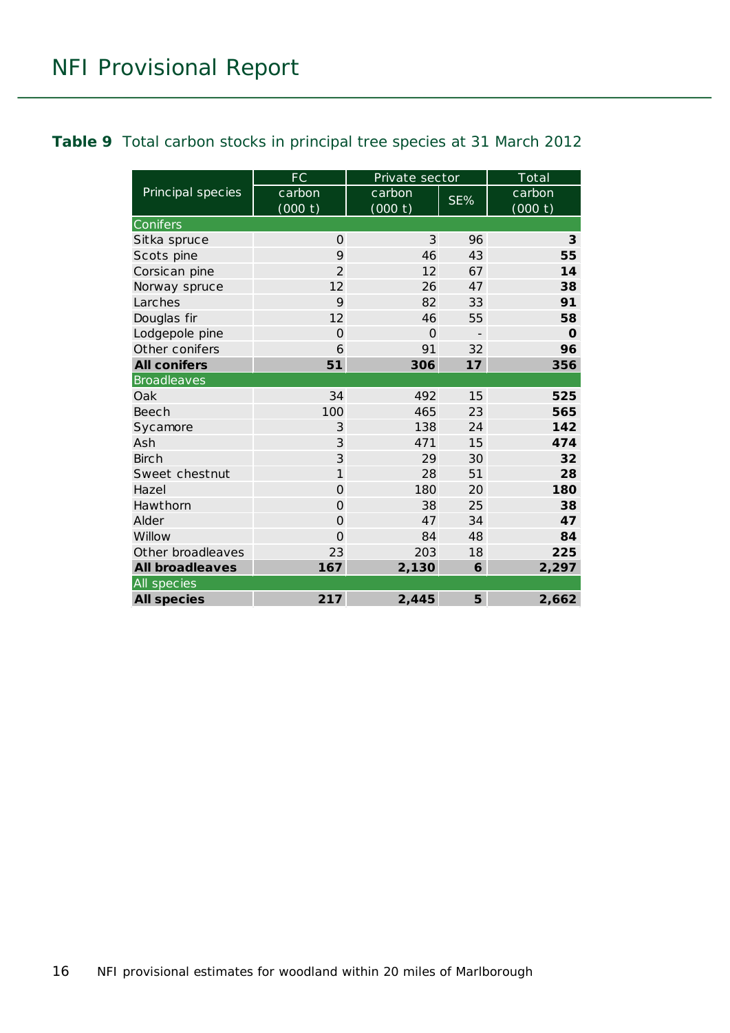**Table 9** Total carbon stocks in principal tree species at 31 March 2012

| Principal species | FC | Private sector | | Total |
|---|---|---|---|---|
| | carbon (000 t) | carbon (000 t) | SE% | carbon (000 t) |
| Conifers | | | | |
| Sitka spruce | 0 | 3 | 96 | **3** |
| Scots pine | 9 | 46 | 43 | **55** |
| Corsican pine | 2 | 12 | 67 | **14** |
| Norway spruce | 12 | 26 | 47 | **38** |
| Larches | 9 | 82 | 33 | **91** |
| Douglas fir | 12 | 46 | 55 | **58** |
| Lodgepole pine | 0 | 0 | - | **0** |
| Other conifers | 6 | 91 | 32 | **96** |
| **All conifers** | **51** | **306** | **17** | **356** |
| Broadleaves | | | | |
| Oak | 34 | 492 | 15 | **525** |
| Beech | 100 | 465 | 23 | **565** |
| Sycamore | 3 | 138 | 24 | **142** |
| Ash | 3 | 471 | 15 | **474** |
| Birch | 3 | 29 | 30 | **32** |
| Sweet chestnut | 1 | 28 | 51 | **28** |
| Hazel | 0 | 180 | 20 | **180** |
| Hawthorn | 0 | 38 | 25 | **38** |
| Alder | 0 | 47 | 34 | **47** |
| Willow | 0 | 84 | 48 | **84** |
| Other broadleaves | 23 | 203 | 18 | **225** |
| **All broadleaves** | **167** | **2,130** | **6** | **2,297** |
| All species | | | | |
| **All species** | **217** | **2,445** | **5** | **2,662** |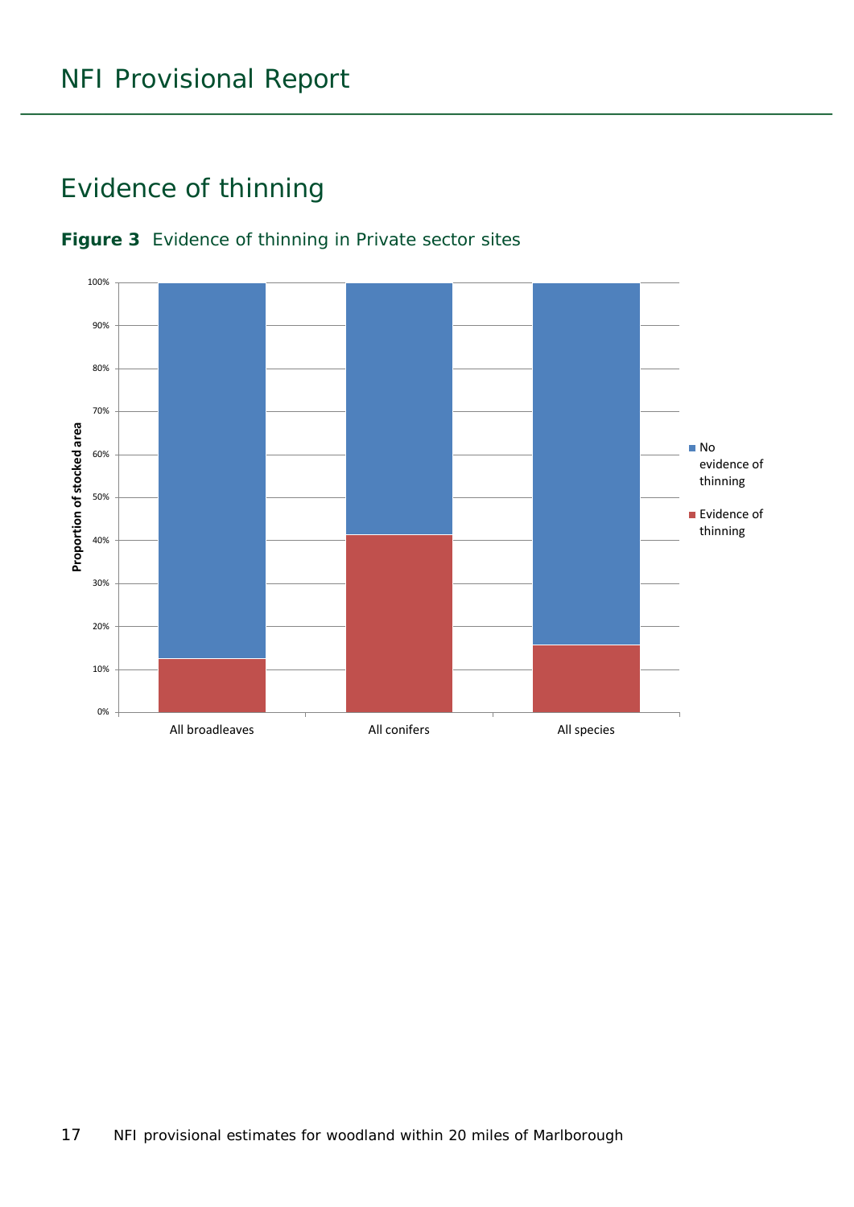## Evidence of thinning

**Figure 3** Evidence of thinning in Private sector sites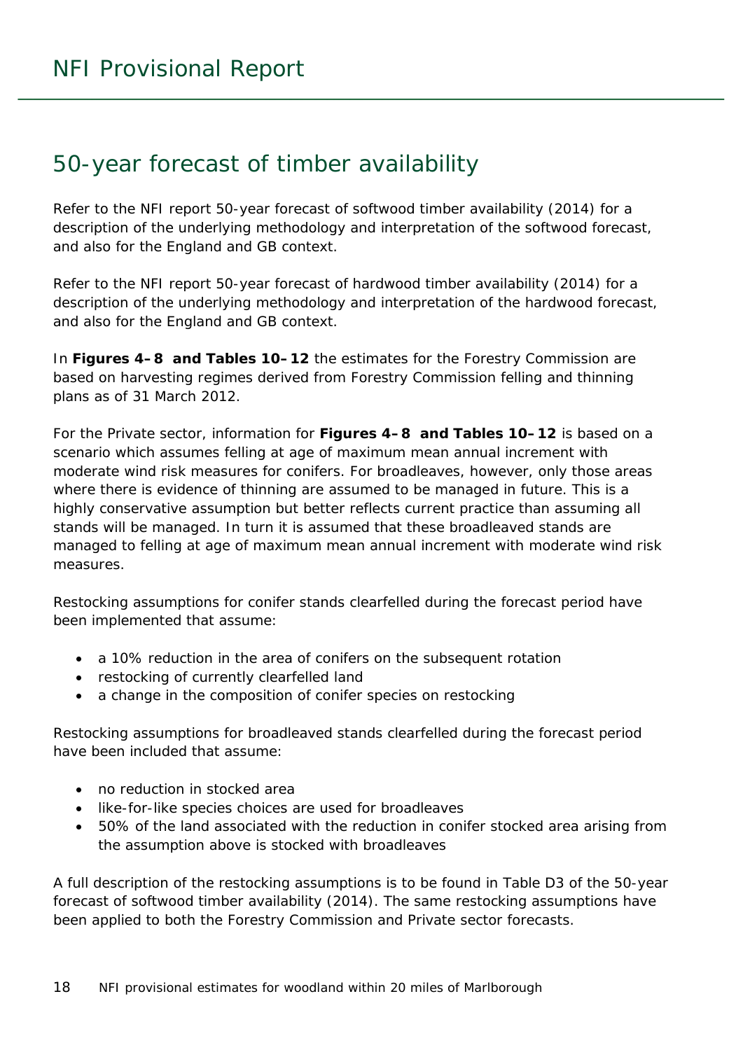## 50-year forecast of timber availability

Refer to the NFI report 50-year forecast of softwood timber availability (2014) for a description of the underlying methodology and interpretation of the softwood forecast, and also for the England and GB context.

Refer to the NFI report 50-year forecast of hardwood timber availability (2014) for a description of the underlying methodology and interpretation of the hardwood forecast, and also for the England and GB context.

In **Figures 4–8 and Tables 10–12** the estimates for the Forestry Commission are based on harvesting regimes derived from Forestry Commission felling and thinning plans as of 31 March 2012.

For the Private sector, information for **Figures 4–8 and Tables 10–12** is based on a scenario which assumes felling at age of maximum mean annual increment with moderate wind risk measures for conifers. For broadleaves, however, only those areas where there is evidence of thinning are assumed to be managed in future. This is a highly conservative assumption but better reflects current practice than assuming all stands will be managed. In turn it is assumed that these broadleaved stands are managed to felling at age of maximum mean annual increment with moderate wind risk measures.

Restocking assumptions for conifer stands clearfelled during the forecast period have been implemented that assume:

- a 10% reduction in the area of conifers on the subsequent rotation
- restocking of currently clearfelled land
- a change in the composition of conifer species on restocking

Restocking assumptions for broadleaved stands clearfelled during the forecast period have been included that assume:

- no reduction in stocked area
- like-for-like species choices are used for broadleaves
- 50% of the land associated with the reduction in conifer stocked area arising from the assumption above is stocked with broadleaves

A full description of the restocking assumptions is to be found in Table D3 of the 50-year forecast of softwood timber availability (2014). The same restocking assumptions have been applied to both the Forestry Commission and Private sector forecasts.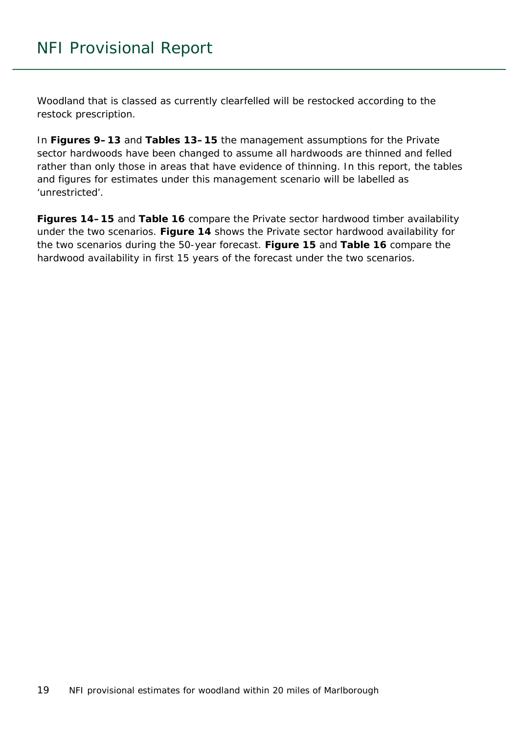Woodland that is classed as currently clearfelled will be restocked according to the restock prescription.

In **Figures 9–13** and **Tables 13–15** the management assumptions for the Private sector hardwoods have been changed to assume all hardwoods are thinned and felled rather than only those in areas that have evidence of thinning. In this report, the tables and figures for estimates under this management scenario will be labelled as 'unrestricted'.

**Figures 14–15** and **Table 16** compare the Private sector hardwood timber availability under the two scenarios. **Figure 14** shows the Private sector hardwood availability for the two scenarios during the 50-year forecast. **Figure 15** and **Table 16** compare the hardwood availability in first 15 years of the forecast under the two scenarios.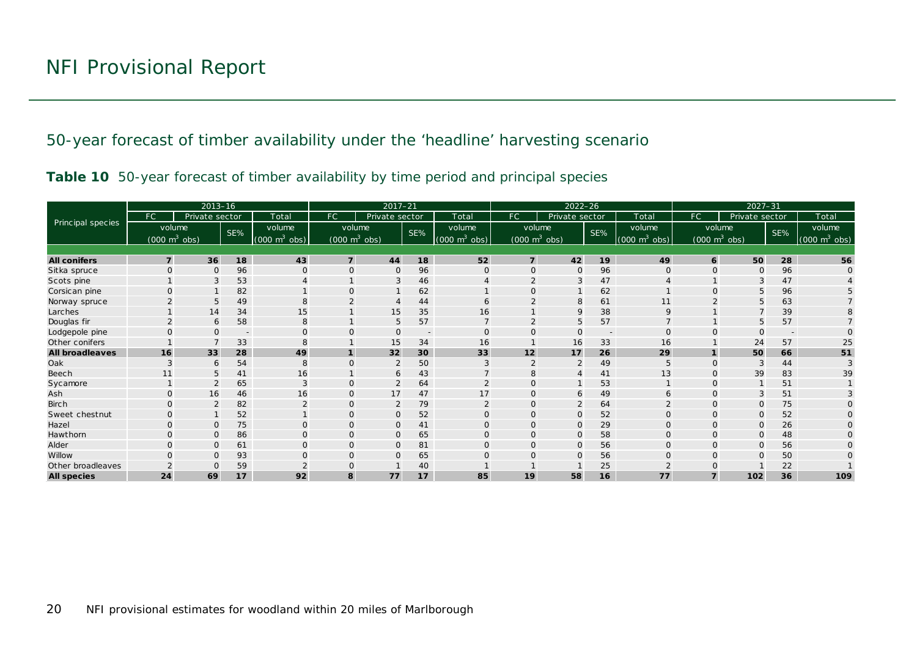# NFI Provisional Report

## 50-year forecast of timber availability under the 'headline' harvesting scenario

**Table 10** 50-year forecast of timber availability by time period and principal species

| Principal species | 2013–16 | | | | 2017–21 | | | | 2022–26 | | | | 2027–31 | | | |
|---|---|---|---|---|---|---|---|---|---|---|---|---|---|---|---|---|
| | FC | Private sector | | Total | FC | Private sector | | Total | FC | Private sector | | Total | FC | Private sector | | Total |
| | volume (000 m$^3$ obs) | | SE% | volume (000 m$^3$ obs) | volume (000 m$^3$ obs) | | SE% | volume (000 m$^3$ obs) | volume (000 m$^3$ obs) | | SE% | volume (000 m$^3$ obs) | volume (000 m$^3$ obs) | | SE% | volume (000 m$^3$ obs) |
| **All conifers** | **7** | **36** | **18** | **43** | **7** | **44** | **18** | **52** | **7** | **42** | **19** | **49** | **6** | **50** | **28** | **56** |
| Sitka spruce | 0 | 0 | 96 | 0 | 0 | 0 | 96 | 0 | 0 | 0 | 96 | 0 | 0 | 0 | 96 | 0 |
| Scots pine | 1 | 3 | 53 | 4 | 1 | 3 | 46 | 4 | 2 | 3 | 47 | 4 | 1 | 3 | 47 | 4 |
| Corsican pine | 0 | 1 | 82 | 1 | 0 | 1 | 62 | 1 | 0 | 1 | 62 | 1 | 0 | 5 | 96 | 5 |
| Norway spruce | 2 | 5 | 49 | 8 | 2 | 4 | 44 | 6 | 2 | 8 | 61 | 11 | 2 | 5 | 63 | 7 |
| Larches | 1 | 14 | 34 | 15 | 1 | 15 | 35 | 16 | 1 | 9 | 38 | 9 | 1 | 7 | 39 | 8 |
| Douglas fir | 2 | 6 | 58 | 8 | 1 | 5 | 57 | 7 | 2 | 5 | 57 | 7 | 1 | 5 | 57 | 7 |
| Lodgepole pine | 0 | 0 | - | 0 | 0 | 0 | - | 0 | 0 | 0 | - | 0 | 0 | 0 | - | 0 |
| Other conifers | 1 | 7 | 33 | 8 | 1 | 15 | 34 | 16 | 1 | 16 | 33 | 16 | 1 | 24 | 57 | 25 |
| **All broadleaves** | **16** | **33** | **28** | **49** | **1** | **32** | **30** | **33** | **12** | **17** | **26** | **29** | **1** | **50** | **66** | **51** |
| Oak | 3 | 6 | 54 | 8 | 0 | 2 | 50 | 3 | 2 | 2 | 49 | 5 | 0 | 3 | 44 | 3 |
| Beech | 11 | 5 | 41 | 16 | 1 | 6 | 43 | 7 | 8 | 4 | 41 | 13 | 0 | 39 | 83 | 39 |
| Sycamore | 1 | 2 | 65 | 3 | 0 | 2 | 64 | 2 | 0 | 1 | 53 | 1 | 0 | 1 | 51 | 1 |
| Ash | 0 | 16 | 46 | 16 | 0 | 17 | 47 | 17 | 0 | 6 | 49 | 6 | 0 | 3 | 51 | 3 |
| Birch | 0 | 2 | 82 | 2 | 0 | 2 | 79 | 2 | 0 | 2 | 64 | 2 | 0 | 0 | 75 | 0 |
| Sweet chestnut | 0 | 1 | 52 | 1 | 0 | 0 | 52 | 0 | 0 | 0 | 52 | 0 | 0 | 0 | 52 | 0 |
| Hazel | 0 | 0 | 75 | 0 | 0 | 0 | 41 | 0 | 0 | 0 | 29 | 0 | 0 | 0 | 26 | 0 |
| Hawthorn | 0 | 0 | 86 | 0 | 0 | 0 | 65 | 0 | 0 | 0 | 58 | 0 | 0 | 0 | 48 | 0 |
| Alder | 0 | 0 | 61 | 0 | 0 | 0 | 81 | 0 | 0 | 0 | 56 | 0 | 0 | 0 | 56 | 0 |
| Willow | 0 | 0 | 93 | 0 | 0 | 0 | 65 | 0 | 0 | 0 | 56 | 0 | 0 | 0 | 50 | 0 |
| Other broadleaves | 2 | 0 | 59 | 2 | 0 | 1 | 40 | 1 | 1 | 1 | 25 | 2 | 0 | 1 | 22 | 1 |
| **All species** | **24** | **69** | **17** | **92** | **8** | **77** | **17** | **85** | **19** | **58** | **16** | **77** | **7** | **102** | **36** | **109** |

NFI provisional estimates for woodland within 20 miles of Marlborough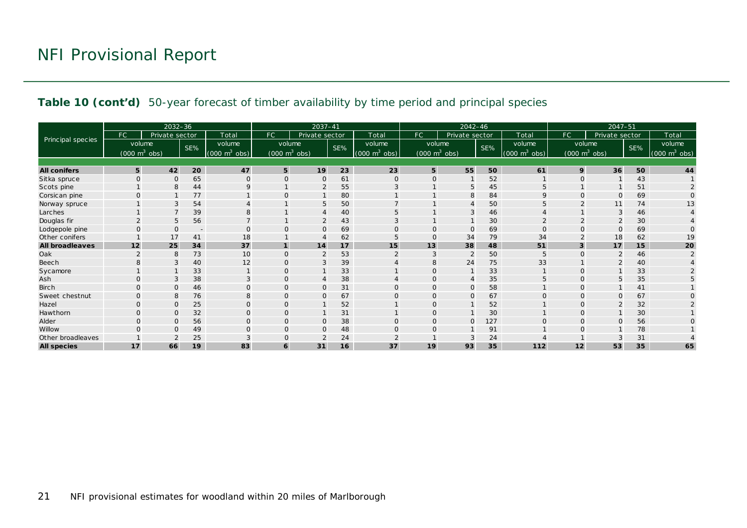**Table 10 (cont'd)** 50-year forecast of timber availability by time period and principal species

| Principal species | 2032–36 | | | | 2037–41 | | | | 2042–46 | | | | 2047–51 | | | |
|---|---|---|---|---|---|---|---|---|---|---|---|---|---|---|---|---|
| | FC | Private sector | | Total | FC | Private sector | | Total | FC | Private sector | | Total | FC | Private sector | | Total |
| | volume (000 m³ obs) | | SE% | volume (000 m³ obs) | volume (000 m³ obs) | | SE% | volume (000 m³ obs) | volume (000 m³ obs) | | SE% | volume (000 m³ obs) | volume (000 m³ obs) | | SE% | volume (000 m³ obs) |
| **All conifers** | **5** | **42** | **20** | **47** | **5** | **19** | **23** | **23** | **5** | **55** | **50** | **61** | **9** | **36** | **50** | **44** |
| Sitka spruce | 0 | 0 | 65 | 0 | 0 | 0 | 61 | 0 | 0 | 1 | 52 | 1 | 0 | 1 | 43 | 1 |
| Scots pine | 1 | 8 | 44 | 9 | 1 | 2 | 55 | 3 | 1 | 5 | 45 | 5 | 1 | 1 | 51 | 2 |
| Corsican pine | 0 | 1 | 77 | 1 | 0 | 1 | 80 | 1 | 1 | 8 | 84 | 9 | 0 | 0 | 69 | 0 |
| Norway spruce | 1 | 3 | 54 | 4 | 1 | 5 | 50 | 7 | 1 | 4 | 50 | 5 | 2 | 11 | 74 | 13 |
| Larches | 1 | 7 | 39 | 8 | 1 | 4 | 40 | 5 | 1 | 3 | 46 | 4 | 1 | 3 | 46 | 4 |
| Douglas fir | 2 | 5 | 56 | 7 | 1 | 2 | 43 | 3 | 1 | 1 | 30 | 2 | 2 | 2 | 30 | 4 |
| Lodgepole pine | 0 | 0 | - | 0 | 0 | 0 | 69 | 0 | 0 | 0 | 69 | 0 | 0 | 0 | 69 | 0 |
| Other conifers | 1 | 17 | 41 | 18 | 1 | 4 | 62 | 5 | 0 | 34 | 79 | 34 | 2 | 18 | 62 | 19 |
| **All broadleaves** | **12** | **25** | **34** | **37** | **1** | **14** | **17** | **15** | **13** | **38** | **48** | **51** | **3** | **17** | **15** | **20** |
| Oak | 2 | 8 | 73 | 10 | 0 | 2 | 53 | 2 | 3 | 2 | 50 | 5 | 0 | 2 | 46 | 2 |
| Beech | 8 | 3 | 40 | 12 | 0 | 3 | 39 | 4 | 8 | 24 | 75 | 33 | 1 | 2 | 40 | 4 |
| Sycamore | 1 | 1 | 33 | 1 | 0 | 1 | 33 | 1 | 0 | 1 | 33 | 1 | 0 | 1 | 33 | 2 |
| Ash | 0 | 3 | 38 | 3 | 0 | 4 | 38 | 4 | 0 | 4 | 35 | 5 | 0 | 5 | 35 | 5 |
| Birch | 0 | 0 | 46 | 0 | 0 | 0 | 31 | 0 | 0 | 0 | 58 | 1 | 0 | 1 | 41 | 1 |
| Sweet chestnut | 0 | 8 | 76 | 8 | 0 | 0 | 67 | 0 | 0 | 0 | 67 | 0 | 0 | 0 | 67 | 0 |
| Hazel | 0 | 0 | 25 | 0 | 0 | 1 | 52 | 1 | 0 | 1 | 52 | 1 | 0 | 2 | 32 | 2 |
| Hawthorn | 0 | 0 | 32 | 0 | 0 | 1 | 31 | 1 | 0 | 1 | 30 | 1 | 0 | 1 | 30 | 1 |
| Alder | 0 | 0 | 56 | 0 | 0 | 0 | 38 | 0 | 0 | 0 | 127 | 0 | 0 | 0 | 56 | 0 |
| Willow | 0 | 0 | 49 | 0 | 0 | 0 | 48 | 0 | 0 | 1 | 91 | 1 | 0 | 1 | 78 | 1 |
| Other broadleaves | 1 | 2 | 25 | 3 | 0 | 2 | 24 | 2 | 1 | 3 | 24 | 4 | 1 | 3 | 31 | 4 |
| **All species** | **17** | **66** | **19** | **83** | **6** | **31** | **16** | **37** | **19** | **93** | **35** | **112** | **12** | **53** | **35** | **65** |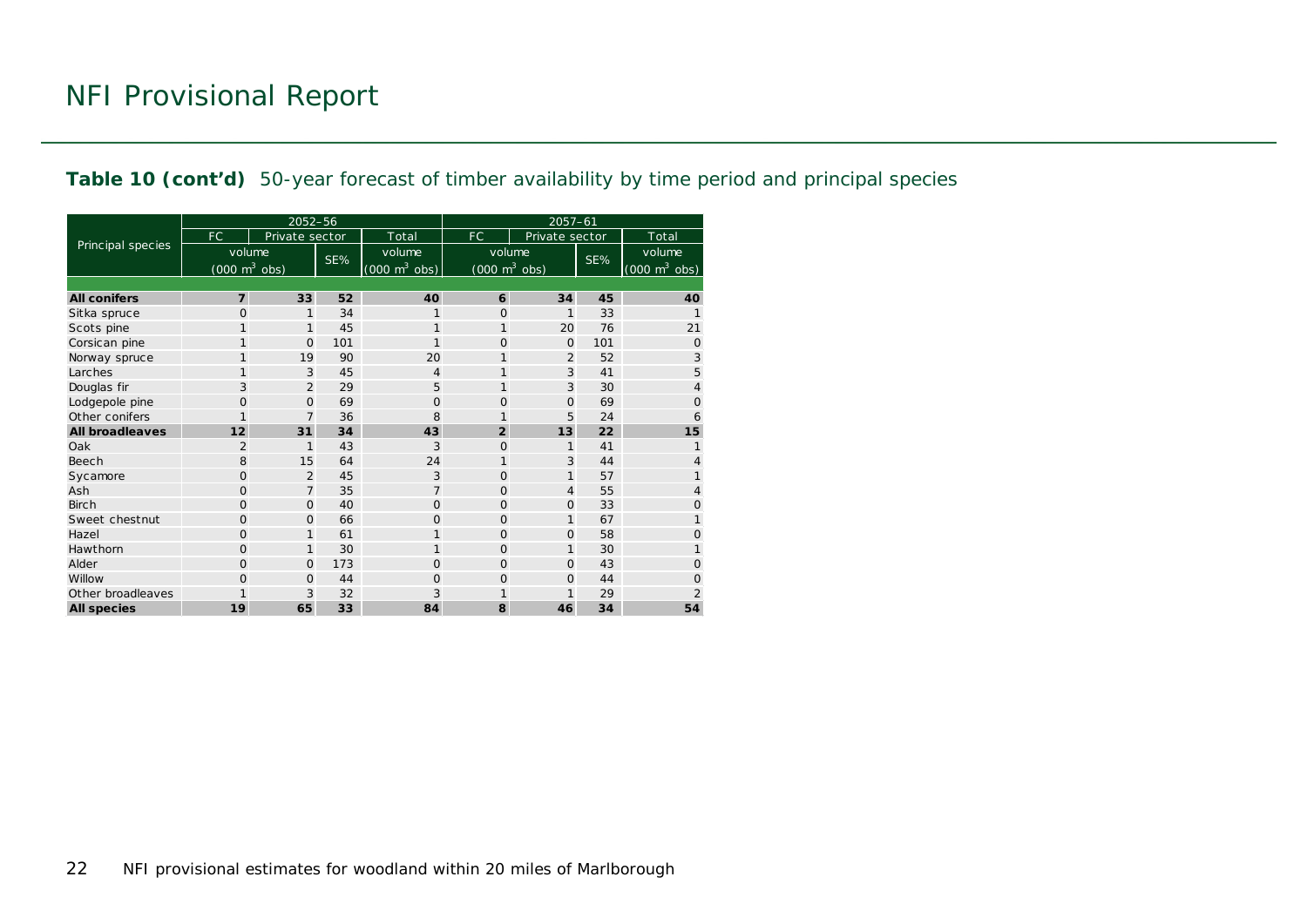# NFI Provisional Report

**Table 10 (cont'd)** 50-year forecast of timber availability by time period and principal species

| Principal species | 2052–56 | | | | 2057–61 | | | |
|---|---|---|---|---|---|---|---|---|
| | FC | Private sector | | Total | FC | Private sector | | Total |
| | volume ($000\ m^3$ obs) | | SE% | volume ($000\ m^3$ obs) | volume ($000\ m^3$ obs) | | SE% | volume ($000\ m^3$ obs) |
| **All conifers** | **7** | **33** | **52** | **40** | **6** | **34** | **45** | **40** |
| Sitka spruce | 0 | 1 | 34 | 1 | 0 | 1 | 33 | 1 |
| Scots pine | 1 | 1 | 45 | 1 | 1 | 20 | 76 | 21 |
| Corsican pine | 1 | 0 | 101 | 1 | 0 | 0 | 101 | 0 |
| Norway spruce | 1 | 19 | 90 | 20 | 1 | 2 | 52 | 3 |
| Larches | 1 | 3 | 45 | 4 | 1 | 3 | 41 | 5 |
| Douglas fir | 3 | 2 | 29 | 5 | 1 | 3 | 30 | 4 |
| Lodgepole pine | 0 | 0 | 69 | 0 | 0 | 0 | 69 | 0 |
| Other conifers | 1 | 7 | 36 | 8 | 1 | 5 | 24 | 6 |
| **All broadleaves** | **12** | **31** | **34** | **43** | **2** | **13** | **22** | **15** |
| Oak | 2 | 1 | 43 | 3 | 0 | 1 | 41 | 1 |
| Beech | 8 | 15 | 64 | 24 | 1 | 3 | 44 | 4 |
| Sycamore | 0 | 2 | 45 | 3 | 0 | 1 | 57 | 1 |
| Ash | 0 | 7 | 35 | 7 | 0 | 4 | 55 | 4 |
| Birch | 0 | 0 | 40 | 0 | 0 | 0 | 33 | 0 |
| Sweet chestnut | 0 | 0 | 66 | 0 | 0 | 1 | 67 | 1 |
| Hazel | 0 | 1 | 61 | 1 | 0 | 0 | 58 | 0 |
| Hawthorn | 0 | 1 | 30 | 1 | 0 | 1 | 30 | 1 |
| Alder | 0 | 0 | 173 | 0 | 0 | 0 | 43 | 0 |
| Willow | 0 | 0 | 44 | 0 | 0 | 0 | 44 | 0 |
| Other broadleaves | 1 | 3 | 32 | 3 | 1 | 1 | 29 | 2 |
| **All species** | **19** | **65** | **33** | **84** | **8** | **46** | **34** | **54** |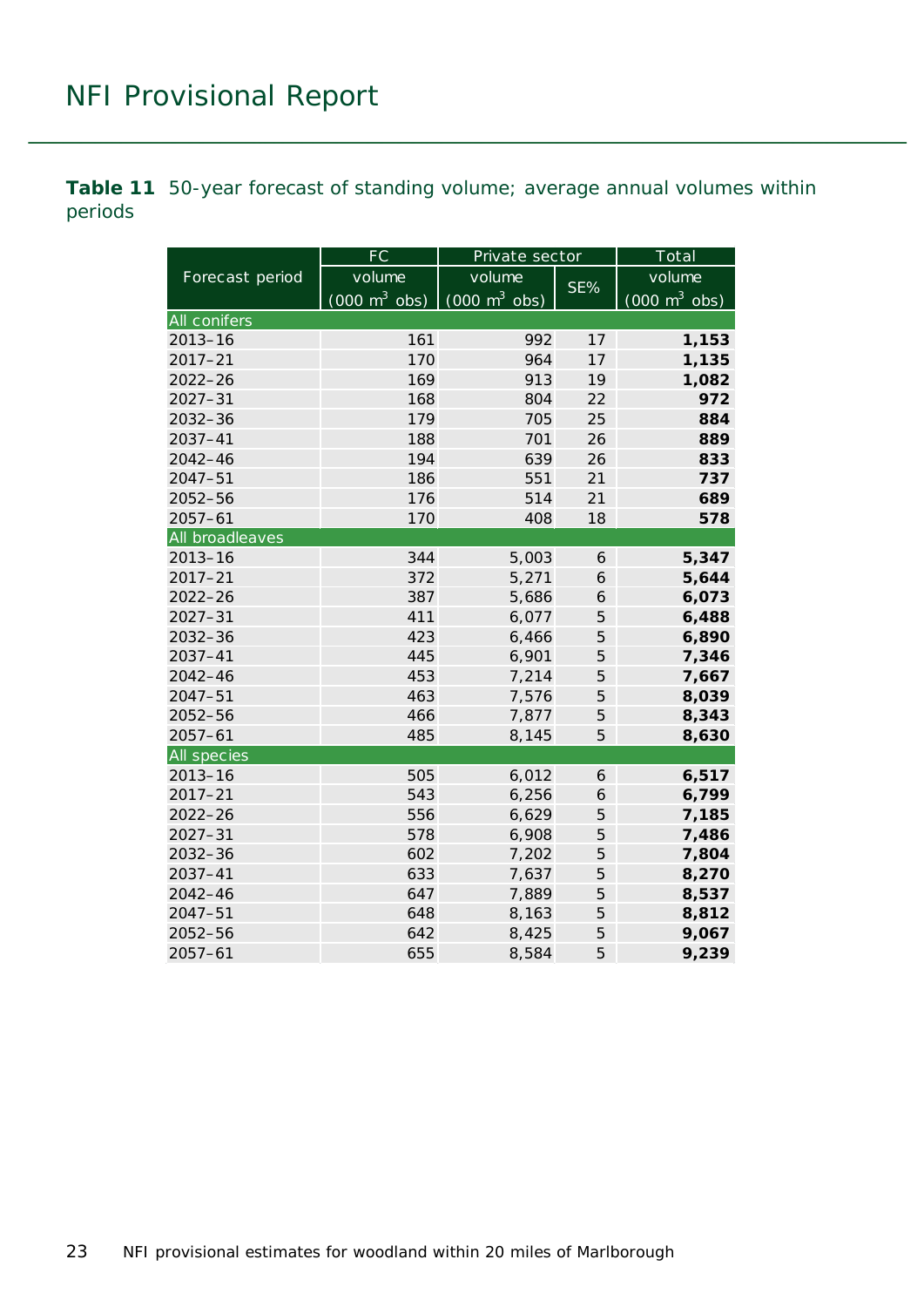**Table 11** 50-year forecast of standing volume; average annual volumes within periods

| Forecast period | FC | Private sector | | Total |
|---|---|---|---|---|
| | volume (000 $m^3$ obs) | volume (000 $m^3$ obs) | SE% | volume (000 $m^3$ obs) |
| **All conifers** | | | | |
| 2013–16 | 161 | 992 | 17 | **1,153** |
| 2017–21 | 170 | 964 | 17 | **1,135** |
| 2022–26 | 169 | 913 | 19 | **1,082** |
| 2027–31 | 168 | 804 | 22 | **972** |
| 2032–36 | 179 | 705 | 25 | **884** |
| 2037–41 | 188 | 701 | 26 | **889** |
| 2042–46 | 194 | 639 | 26 | **833** |
| 2047–51 | 186 | 551 | 21 | **737** |
| 2052–56 | 176 | 514 | 21 | **689** |
| 2057–61 | 170 | 408 | 18 | **578** |
| **All broadleaves** | | | | |
| 2013–16 | 344 | 5,003 | 6 | **5,347** |
| 2017–21 | 372 | 5,271 | 6 | **5,644** |
| 2022–26 | 387 | 5,686 | 6 | **6,073** |
| 2027–31 | 411 | 6,077 | 5 | **6,488** |
| 2032–36 | 423 | 6,466 | 5 | **6,890** |
| 2037–41 | 445 | 6,901 | 5 | **7,346** |
| 2042–46 | 453 | 7,214 | 5 | **7,667** |
| 2047–51 | 463 | 7,576 | 5 | **8,039** |
| 2052–56 | 466 | 7,877 | 5 | **8,343** |
| 2057–61 | 485 | 8,145 | 5 | **8,630** |
| **All species** | | | | |
| 2013–16 | 505 | 6,012 | 6 | **6,517** |
| 2017–21 | 543 | 6,256 | 6 | **6,799** |
| 2022–26 | 556 | 6,629 | 5 | **7,185** |
| 2027–31 | 578 | 6,908 | 5 | **7,486** |
| 2032–36 | 602 | 7,202 | 5 | **7,804** |
| 2037–41 | 633 | 7,637 | 5 | **8,270** |
| 2042–46 | 647 | 7,889 | 5 | **8,537** |
| 2047–51 | 648 | 8,163 | 5 | **8,812** |
| 2052–56 | 642 | 8,425 | 5 | **9,067** |
| 2057–61 | 655 | 8,584 | 5 | **9,239** |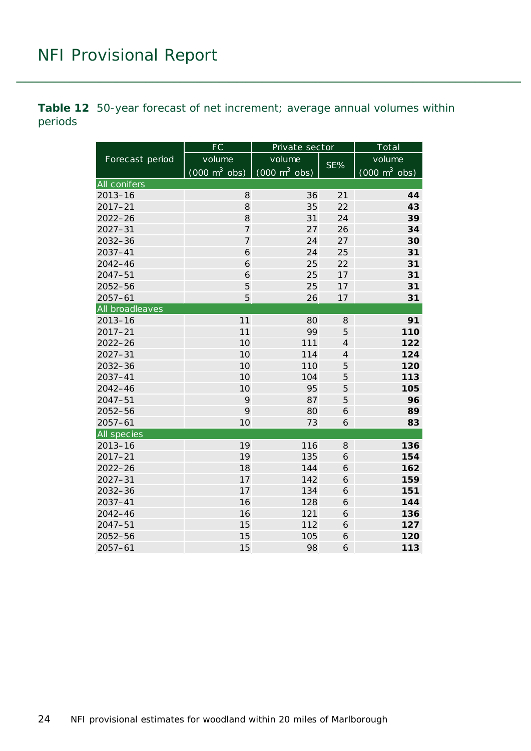**Table 12** 50-year forecast of net increment; average annual volumes within periods

| Forecast period | FC | Private sector | | Total |
|---|---|---|---|---|
| | volume (000 $m^3$ obs) | volume (000 $m^3$ obs) | SE% | volume (000 $m^3$ obs) |
| **All conifers** | | | | |
| 2013–16 | 8 | 36 | 21 | **44** |
| 2017–21 | 8 | 35 | 22 | **43** |
| 2022–26 | 8 | 31 | 24 | **39** |
| 2027–31 | 7 | 27 | 26 | **34** |
| 2032–36 | 7 | 24 | 27 | **30** |
| 2037–41 | 6 | 24 | 25 | **31** |
| 2042–46 | 6 | 25 | 22 | **31** |
| 2047–51 | 6 | 25 | 17 | **31** |
| 2052–56 | 5 | 25 | 17 | **31** |
| 2057–61 | 5 | 26 | 17 | **31** |
| **All broadleaves** | | | | |
| 2013–16 | 11 | 80 | 8 | **91** |
| 2017–21 | 11 | 99 | 5 | **110** |
| 2022–26 | 10 | 111 | 4 | **122** |
| 2027–31 | 10 | 114 | 4 | **124** |
| 2032–36 | 10 | 110 | 5 | **120** |
| 2037–41 | 10 | 104 | 5 | **113** |
| 2042–46 | 10 | 95 | 5 | **105** |
| 2047–51 | 9 | 87 | 5 | **96** |
| 2052–56 | 9 | 80 | 6 | **89** |
| 2057–61 | 10 | 73 | 6 | **83** |
| **All species** | | | | |
| 2013–16 | 19 | 116 | 8 | **136** |
| 2017–21 | 19 | 135 | 6 | **154** |
| 2022–26 | 18 | 144 | 6 | **162** |
| 2027–31 | 17 | 142 | 6 | **159** |
| 2032–36 | 17 | 134 | 6 | **151** |
| 2037–41 | 16 | 128 | 6 | **144** |
| 2042–46 | 16 | 121 | 6 | **136** |
| 2047–51 | 15 | 112 | 6 | **127** |
| 2052–56 | 15 | 105 | 6 | **120** |
| 2057–61 | 15 | 98 | 6 | **113** |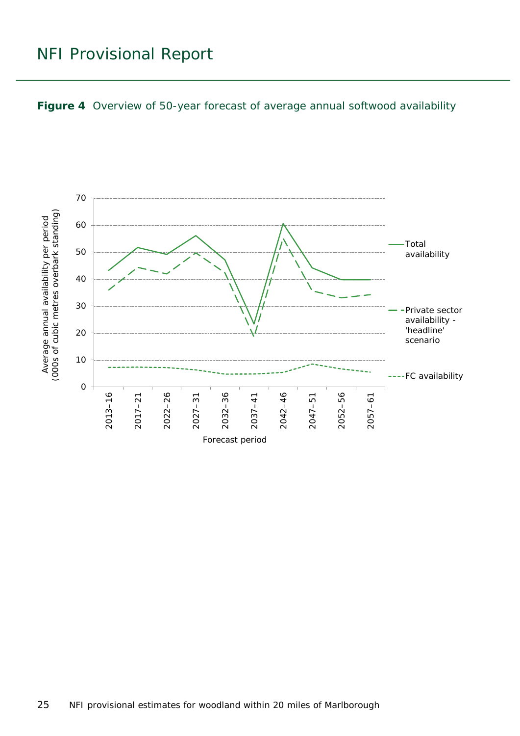**Figure 4** Overview of 50-year forecast of average annual softwood availability

Average annual availability per period (000s of cubic metres overbark standing)

Forecast period: 2013–16, 2017–21, 2022–26, 2027–31, 2032–36, 2037–41, 2042–46, 2047–51, 2052–56, 2057–61

Legend: Total availability; Private sector availability - 'headline' scenario; FC availability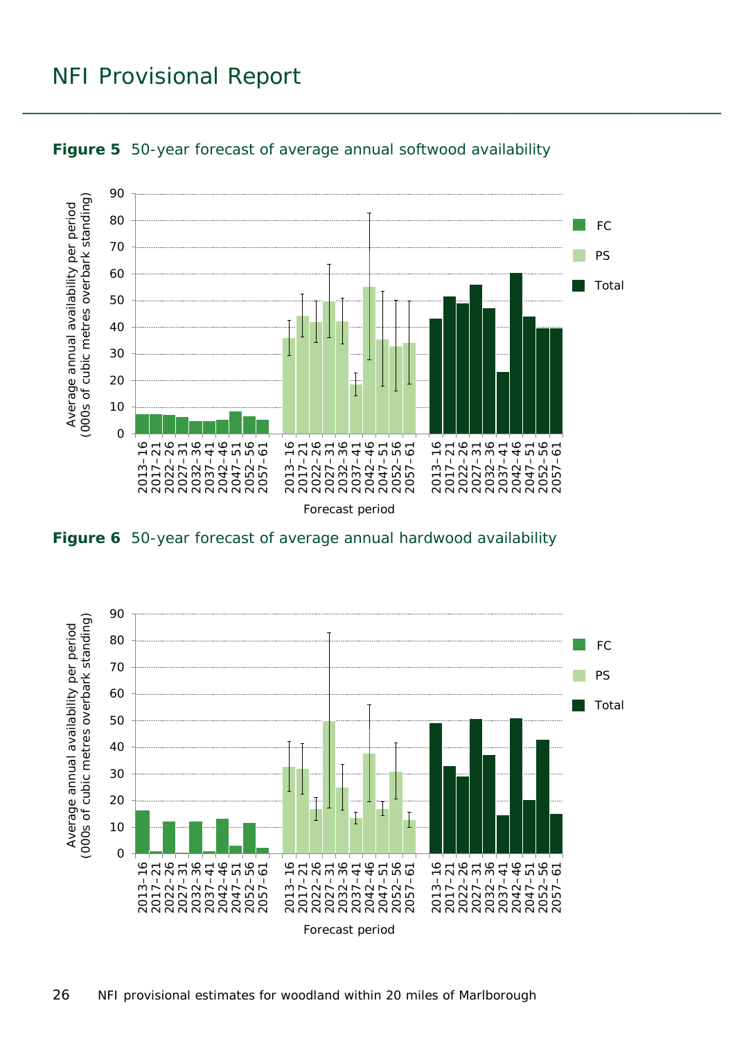# NFI Provisional Report

**Figure 5** 50-year forecast of average annual softwood availability

**Figure 6** 50-year forecast of average annual hardwood availability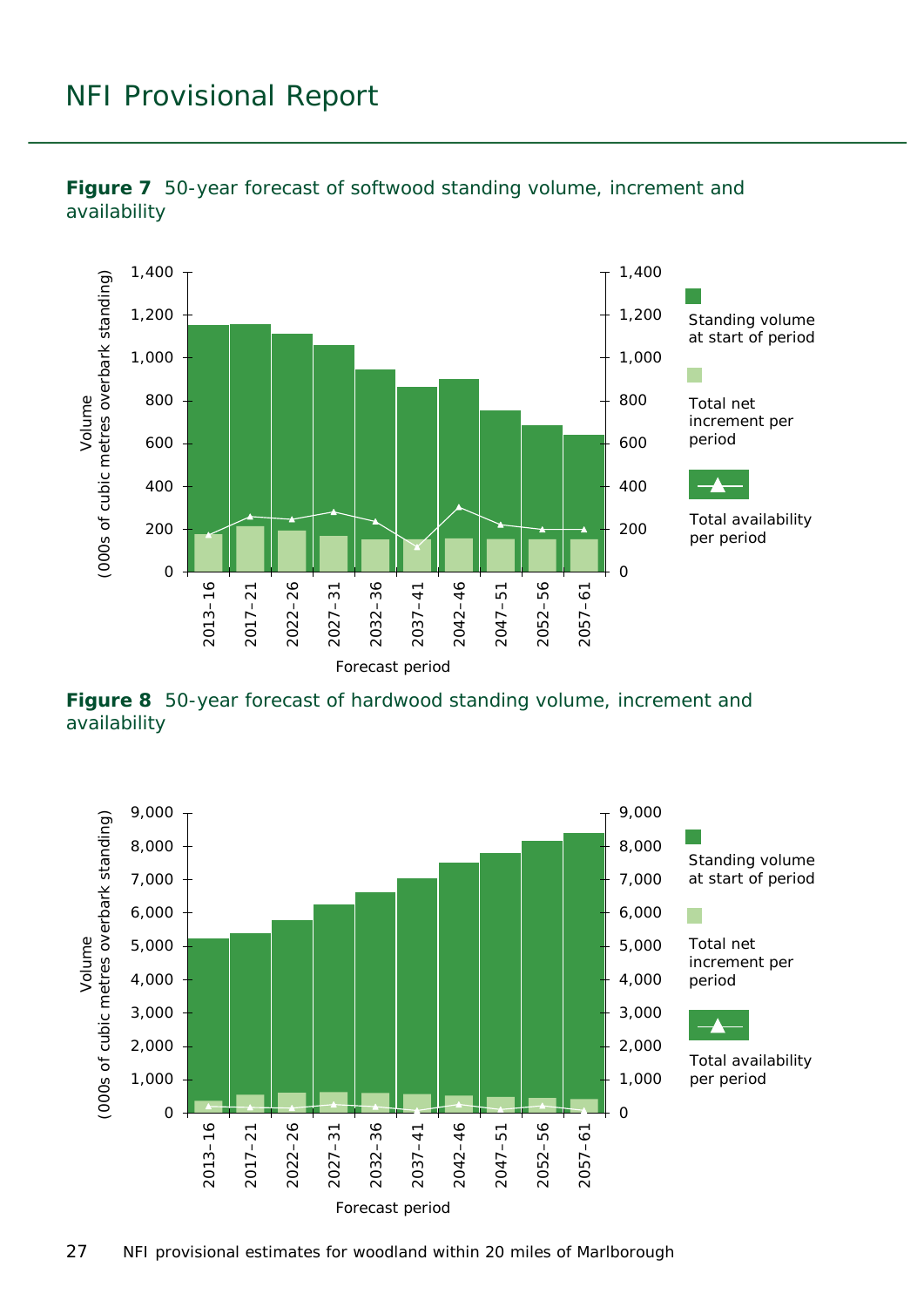**Figure 7** 50-year forecast of softwood standing volume, increment and availability

**Figure 8** 50-year forecast of hardwood standing volume, increment and availability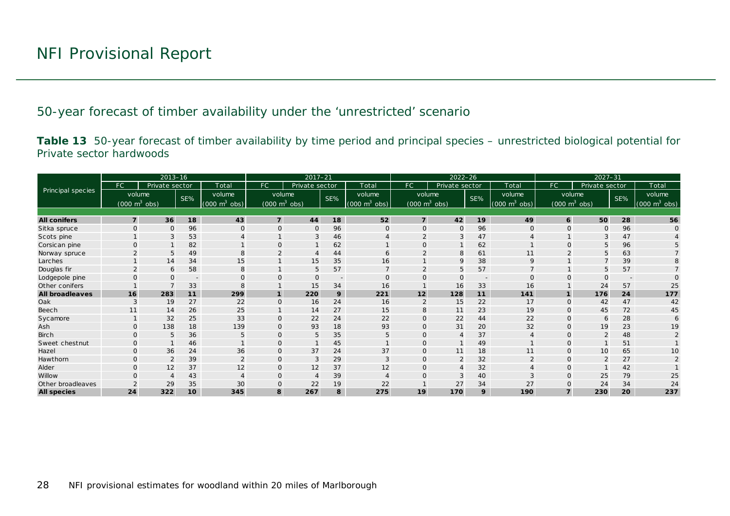# NFI Provisional Report

## 50-year forecast of timber availability under the 'unrestricted' scenario

**Table 13** 50-year forecast of timber availability by time period and principal species – unrestricted biological potential for Private sector hardwoods

| Principal species | 2013–16 | | | | 2017–21 | | | | 2022–26 | | | | 2027–31 | | | |
|---|---|---|---|---|---|---|---|---|---|---|---|---|---|---|---|---|
| | FC | Private sector | | Total | FC | Private sector | | Total | FC | Private sector | | Total | FC | Private sector | | Total |
| | volume ($000\ m^3$ obs) | | SE% | volume ($000\ m^3$ obs) | volume ($000\ m^3$ obs) | | SE% | volume ($000\ m^3$ obs) | volume ($000\ m^3$ obs) | | SE% | volume ($000\ m^3$ obs) | volume ($000\ m^3$ obs) | | SE% | volume ($000\ m^3$ obs) |
| **All conifers** | **7** | **36** | **18** | **43** | **7** | **44** | **18** | **52** | **7** | **42** | **19** | **49** | **6** | **50** | **28** | **56** |
| Sitka spruce | 0 | 0 | 96 | 0 | 0 | 0 | 96 | 0 | 0 | 0 | 96 | 0 | 0 | 0 | 96 | 0 |
| Scots pine | 1 | 3 | 53 | 4 | 1 | 3 | 46 | 4 | 2 | 3 | 47 | 4 | 1 | 3 | 47 | 4 |
| Corsican pine | 0 | 1 | 82 | 1 | 0 | 1 | 62 | 1 | 0 | 1 | 62 | 1 | 0 | 5 | 96 | 5 |
| Norway spruce | 2 | 5 | 49 | 8 | 2 | 4 | 44 | 6 | 2 | 8 | 61 | 11 | 2 | 5 | 63 | 7 |
| Larches | 1 | 14 | 34 | 15 | 1 | 15 | 35 | 16 | 1 | 9 | 38 | 9 | 1 | 7 | 39 | 8 |
| Douglas fir | 2 | 6 | 58 | 8 | 1 | 5 | 57 | 7 | 2 | 5 | 57 | 7 | 1 | 5 | 57 | 7 |
| Lodgepole pine | 0 | 0 | - | 0 | 0 | 0 | - | 0 | 0 | 0 | - | 0 | 0 | 0 | - | 0 |
| Other conifers | 1 | 7 | 33 | 8 | 1 | 15 | 34 | 16 | 1 | 16 | 33 | 16 | 1 | 24 | 57 | 25 |
| **All broadleaves** | **16** | **283** | **11** | **299** | **1** | **220** | **9** | **221** | **12** | **128** | **11** | **141** | **1** | **176** | **24** | **177** |
| Oak | 3 | 19 | 27 | 22 | 0 | 16 | 24 | 16 | 2 | 15 | 22 | 17 | 0 | 42 | 47 | 42 |
| Beech | 11 | 14 | 26 | 25 | 1 | 14 | 27 | 15 | 8 | 11 | 23 | 19 | 0 | 45 | 72 | 45 |
| Sycamore | 1 | 32 | 25 | 33 | 0 | 22 | 24 | 22 | 0 | 22 | 44 | 22 | 0 | 6 | 28 | 6 |
| Ash | 0 | 138 | 18 | 139 | 0 | 93 | 18 | 93 | 0 | 31 | 20 | 32 | 0 | 19 | 23 | 19 |
| Birch | 0 | 5 | 36 | 5 | 0 | 5 | 35 | 5 | 0 | 4 | 37 | 4 | 0 | 2 | 48 | 2 |
| Sweet chestnut | 0 | 1 | 46 | 1 | 0 | 1 | 45 | 1 | 0 | 1 | 49 | 1 | 0 | 1 | 51 | 1 |
| Hazel | 0 | 36 | 24 | 36 | 0 | 37 | 24 | 37 | 0 | 11 | 18 | 11 | 0 | 10 | 65 | 10 |
| Hawthorn | 0 | 2 | 39 | 2 | 0 | 3 | 29 | 3 | 0 | 2 | 32 | 2 | 0 | 2 | 27 | 2 |
| Alder | 0 | 12 | 37 | 12 | 0 | 12 | 37 | 12 | 0 | 4 | 32 | 4 | 0 | 1 | 42 | 1 |
| Willow | 0 | 4 | 43 | 4 | 0 | 4 | 39 | 4 | 0 | 3 | 40 | 3 | 0 | 25 | 79 | 25 |
| Other broadleaves | 2 | 29 | 35 | 30 | 0 | 22 | 19 | 22 | 1 | 27 | 34 | 27 | 0 | 24 | 34 | 24 |
| **All species** | **24** | **322** | **10** | **345** | **8** | **267** | **8** | **275** | **19** | **170** | **9** | **190** | **7** | **230** | **20** | **237** |

NFI provisional estimates for woodland within 20 miles of Marlborough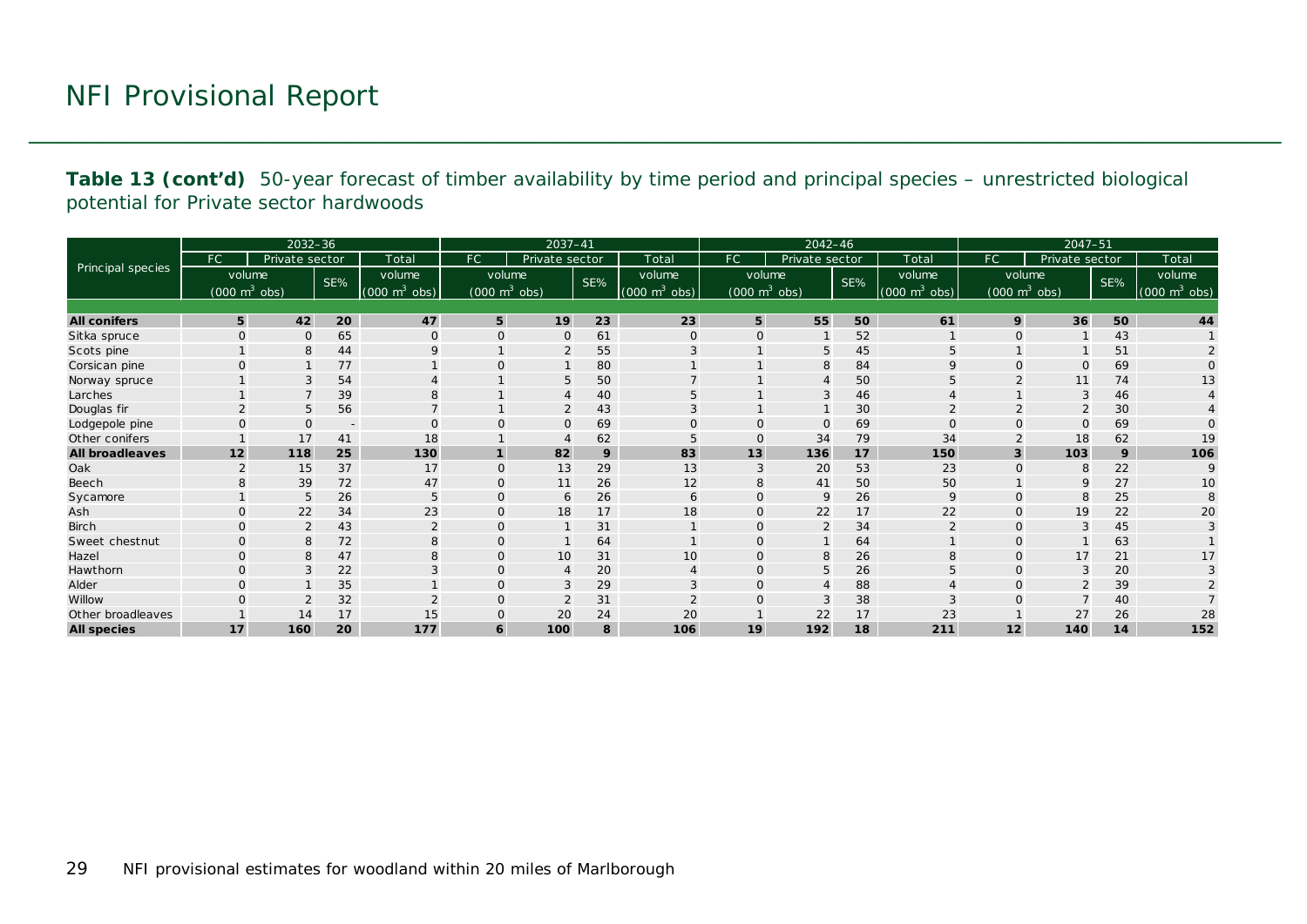# NFI Provisional Report

**Table 13 (cont'd)** 50-year forecast of timber availability by time period and principal species – unrestricted biological potential for Private sector hardwoods

| Principal species | 2032–36 | | | | 2037–41 | | | | 2042–46 | | | | 2047–51 | | | |
|---|---|---|---|---|---|---|---|---|---|---|---|---|---|---|---|---|
| | FC | Private sector | | Total | FC | Private sector | | Total | FC | Private sector | | Total | FC | Private sector | | Total |
| | volume ($000\ m^3$ obs) | | SE% | volume ($000\ m^3$ obs) | volume ($000\ m^3$ obs) | | SE% | volume ($000\ m^3$ obs) | volume ($000\ m^3$ obs) | | SE% | volume ($000\ m^3$ obs) | volume ($000\ m^3$ obs) | | SE% | volume ($000\ m^3$ obs) |
| **All conifers** | **5** | **42** | **20** | **47** | **5** | **19** | **23** | **23** | **5** | **55** | **50** | **61** | **9** | **36** | **50** | **44** |
| Sitka spruce | 0 | 0 | 65 | 0 | 0 | 0 | 61 | 0 | 0 | 1 | 52 | 1 | 0 | 1 | 43 | 1 |
| Scots pine | 1 | 8 | 44 | 9 | 1 | 2 | 55 | 3 | 1 | 5 | 45 | 5 | 1 | 1 | 51 | 2 |
| Corsican pine | 0 | 1 | 77 | 1 | 0 | 1 | 80 | 1 | 1 | 8 | 84 | 9 | 0 | 0 | 69 | 0 |
| Norway spruce | 1 | 3 | 54 | 4 | 1 | 5 | 50 | 7 | 1 | 4 | 50 | 5 | 2 | 11 | 74 | 13 |
| Larches | 1 | 7 | 39 | 8 | 1 | 4 | 40 | 5 | 1 | 3 | 46 | 4 | 1 | 3 | 46 | 4 |
| Douglas fir | 2 | 5 | 56 | 7 | 1 | 2 | 43 | 3 | 1 | 1 | 30 | 2 | 2 | 2 | 30 | 4 |
| Lodgepole pine | 0 | 0 | - | 0 | 0 | 0 | 69 | 0 | 0 | 0 | 69 | 0 | 0 | 0 | 69 | 0 |
| Other conifers | 1 | 17 | 41 | 18 | 1 | 4 | 62 | 5 | 0 | 34 | 79 | 34 | 2 | 18 | 62 | 19 |
| **All broadleaves** | **12** | **118** | **25** | **130** | **1** | **82** | **9** | **83** | **13** | **136** | **17** | **150** | **3** | **103** | **9** | **106** |
| Oak | 2 | 15 | 37 | 17 | 0 | 13 | 29 | 13 | 3 | 20 | 53 | 23 | 0 | 8 | 22 | 9 |
| Beech | 8 | 39 | 72 | 47 | 0 | 11 | 26 | 12 | 8 | 41 | 50 | 50 | 1 | 9 | 27 | 10 |
| Sycamore | 1 | 5 | 26 | 5 | 0 | 6 | 26 | 6 | 0 | 9 | 26 | 9 | 0 | 8 | 25 | 8 |
| Ash | 0 | 22 | 34 | 23 | 0 | 18 | 17 | 18 | 0 | 22 | 17 | 22 | 0 | 19 | 22 | 20 |
| Birch | 0 | 2 | 43 | 2 | 0 | 1 | 31 | 1 | 0 | 2 | 34 | 2 | 0 | 3 | 45 | 3 |
| Sweet chestnut | 0 | 8 | 72 | 8 | 0 | 1 | 64 | 1 | 0 | 1 | 64 | 1 | 0 | 1 | 63 | 1 |
| Hazel | 0 | 8 | 47 | 8 | 0 | 10 | 31 | 10 | 0 | 8 | 26 | 8 | 0 | 17 | 21 | 17 |
| Hawthorn | 0 | 3 | 22 | 3 | 0 | 4 | 20 | 4 | 0 | 5 | 26 | 5 | 0 | 3 | 20 | 3 |
| Alder | 0 | 1 | 35 | 1 | 0 | 3 | 29 | 3 | 0 | 4 | 88 | 4 | 0 | 2 | 39 | 2 |
| Willow | 0 | 2 | 32 | 2 | 0 | 2 | 31 | 2 | 0 | 3 | 38 | 3 | 0 | 7 | 40 | 7 |
| Other broadleaves | 1 | 14 | 17 | 15 | 0 | 20 | 24 | 20 | 1 | 22 | 17 | 23 | 1 | 27 | 26 | 28 |
| **All species** | **17** | **160** | **20** | **177** | **6** | **100** | **8** | **106** | **19** | **192** | **18** | **211** | **12** | **140** | **14** | **152** |

NFI provisional estimates for woodland within 20 miles of Marlborough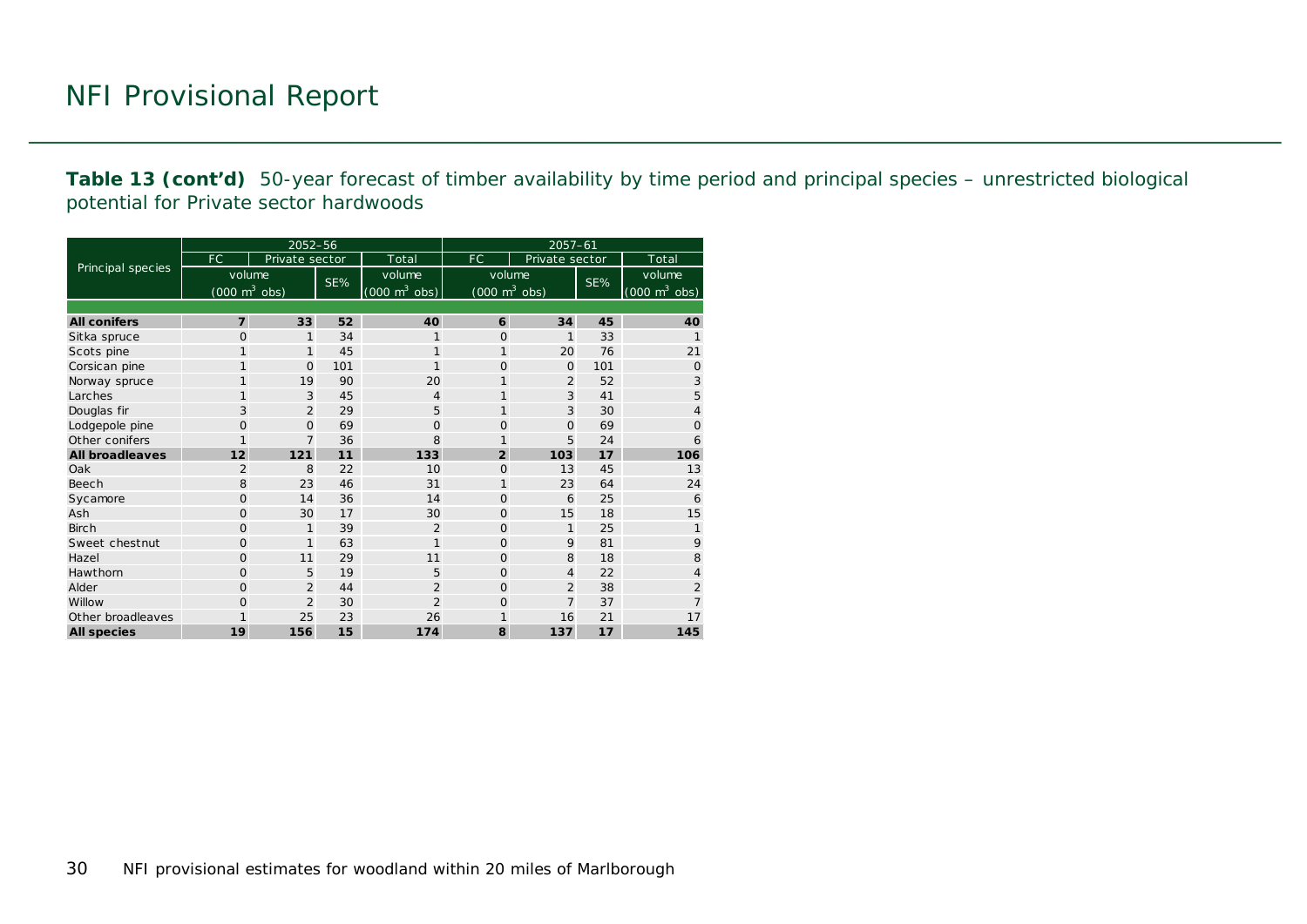# NFI Provisional Report

**Table 13 (cont'd)** 50-year forecast of timber availability by time period and principal species – unrestricted biological potential for Private sector hardwoods

| Principal species | 2052–56 | | | | 2057–61 | | | |
|---|---|---|---|---|---|---|---|---|
| | FC | Private sector | | Total | FC | Private sector | | Total |
| | volume ($000\ m^3$ obs) | | SE% | volume ($000\ m^3$ obs) | volume ($000\ m^3$ obs) | | SE% | volume ($000\ m^3$ obs) |
| **All conifers** | **7** | **33** | **52** | **40** | **6** | **34** | **45** | **40** |
| Sitka spruce | 0 | 1 | 34 | 1 | 0 | 1 | 33 | 1 |
| Scots pine | 1 | 1 | 45 | 1 | 1 | 20 | 76 | 21 |
| Corsican pine | 1 | 0 | 101 | 1 | 0 | 0 | 101 | 0 |
| Norway spruce | 1 | 19 | 90 | 20 | 1 | 2 | 52 | 3 |
| Larches | 1 | 3 | 45 | 4 | 1 | 3 | 41 | 5 |
| Douglas fir | 3 | 2 | 29 | 5 | 1 | 3 | 30 | 4 |
| Lodgepole pine | 0 | 0 | 69 | 0 | 0 | 0 | 69 | 0 |
| Other conifers | 1 | 7 | 36 | 8 | 1 | 5 | 24 | 6 |
| **All broadleaves** | **12** | **121** | **11** | **133** | **2** | **103** | **17** | **106** |
| Oak | 2 | 8 | 22 | 10 | 0 | 13 | 45 | 13 |
| Beech | 8 | 23 | 46 | 31 | 1 | 23 | 64 | 24 |
| Sycamore | 0 | 14 | 36 | 14 | 0 | 6 | 25 | 6 |
| Ash | 0 | 30 | 17 | 30 | 0 | 15 | 18 | 15 |
| Birch | 0 | 1 | 39 | 2 | 0 | 1 | 25 | 1 |
| Sweet chestnut | 0 | 1 | 63 | 1 | 0 | 9 | 81 | 9 |
| Hazel | 0 | 11 | 29 | 11 | 0 | 8 | 18 | 8 |
| Hawthorn | 0 | 5 | 19 | 5 | 0 | 4 | 22 | 4 |
| Alder | 0 | 2 | 44 | 2 | 0 | 2 | 38 | 2 |
| Willow | 0 | 2 | 30 | 2 | 0 | 7 | 37 | 7 |
| Other broadleaves | 1 | 25 | 23 | 26 | 1 | 16 | 21 | 17 |
| **All species** | **19** | **156** | **15** | **174** | **8** | **137** | **17** | **145** |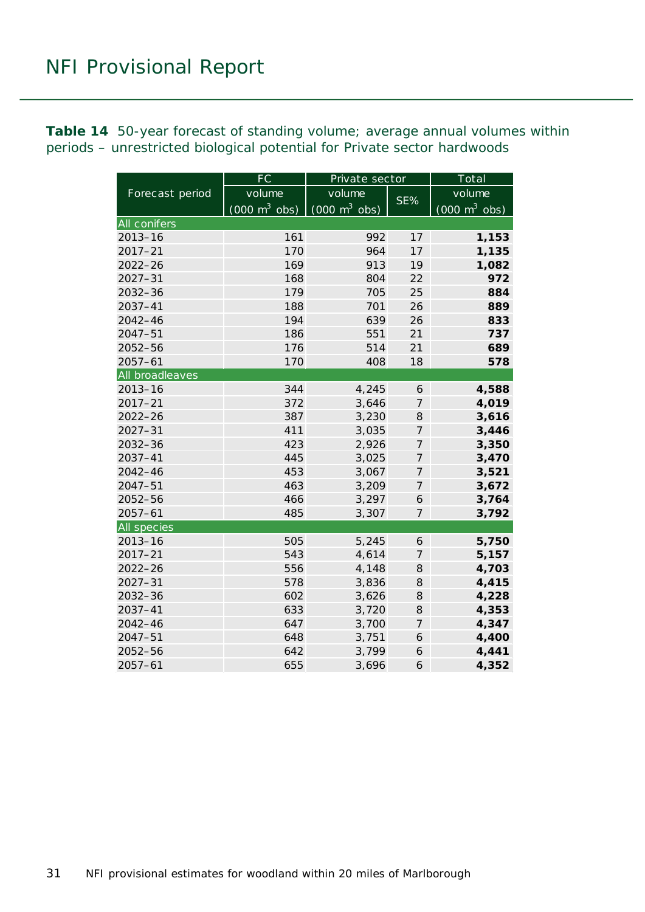**Table 14** 50-year forecast of standing volume; average annual volumes within periods – unrestricted biological potential for Private sector hardwoods

| Forecast period | FC | Private sector | | Total |
|---|---|---|---|---|
| | volume (000 $m^3$ obs) | volume (000 $m^3$ obs) | SE% | volume (000 $m^3$ obs) |
| **All conifers** | | | | |
| 2013–16 | 161 | 992 | 17 | **1,153** |
| 2017–21 | 170 | 964 | 17 | **1,135** |
| 2022–26 | 169 | 913 | 19 | **1,082** |
| 2027–31 | 168 | 804 | 22 | **972** |
| 2032–36 | 179 | 705 | 25 | **884** |
| 2037–41 | 188 | 701 | 26 | **889** |
| 2042–46 | 194 | 639 | 26 | **833** |
| 2047–51 | 186 | 551 | 21 | **737** |
| 2052–56 | 176 | 514 | 21 | **689** |
| 2057–61 | 170 | 408 | 18 | **578** |
| **All broadleaves** | | | | |
| 2013–16 | 344 | 4,245 | 6 | **4,588** |
| 2017–21 | 372 | 3,646 | 7 | **4,019** |
| 2022–26 | 387 | 3,230 | 8 | **3,616** |
| 2027–31 | 411 | 3,035 | 7 | **3,446** |
| 2032–36 | 423 | 2,926 | 7 | **3,350** |
| 2037–41 | 445 | 3,025 | 7 | **3,470** |
| 2042–46 | 453 | 3,067 | 7 | **3,521** |
| 2047–51 | 463 | 3,209 | 7 | **3,672** |
| 2052–56 | 466 | 3,297 | 6 | **3,764** |
| 2057–61 | 485 | 3,307 | 7 | **3,792** |
| **All species** | | | | |
| 2013–16 | 505 | 5,245 | 6 | **5,750** |
| 2017–21 | 543 | 4,614 | 7 | **5,157** |
| 2022–26 | 556 | 4,148 | 8 | **4,703** |
| 2027–31 | 578 | 3,836 | 8 | **4,415** |
| 2032–36 | 602 | 3,626 | 8 | **4,228** |
| 2037–41 | 633 | 3,720 | 8 | **4,353** |
| 2042–46 | 647 | 3,700 | 7 | **4,347** |
| 2047–51 | 648 | 3,751 | 6 | **4,400** |
| 2052–56 | 642 | 3,799 | 6 | **4,441** |
| 2057–61 | 655 | 3,696 | 6 | **4,352** |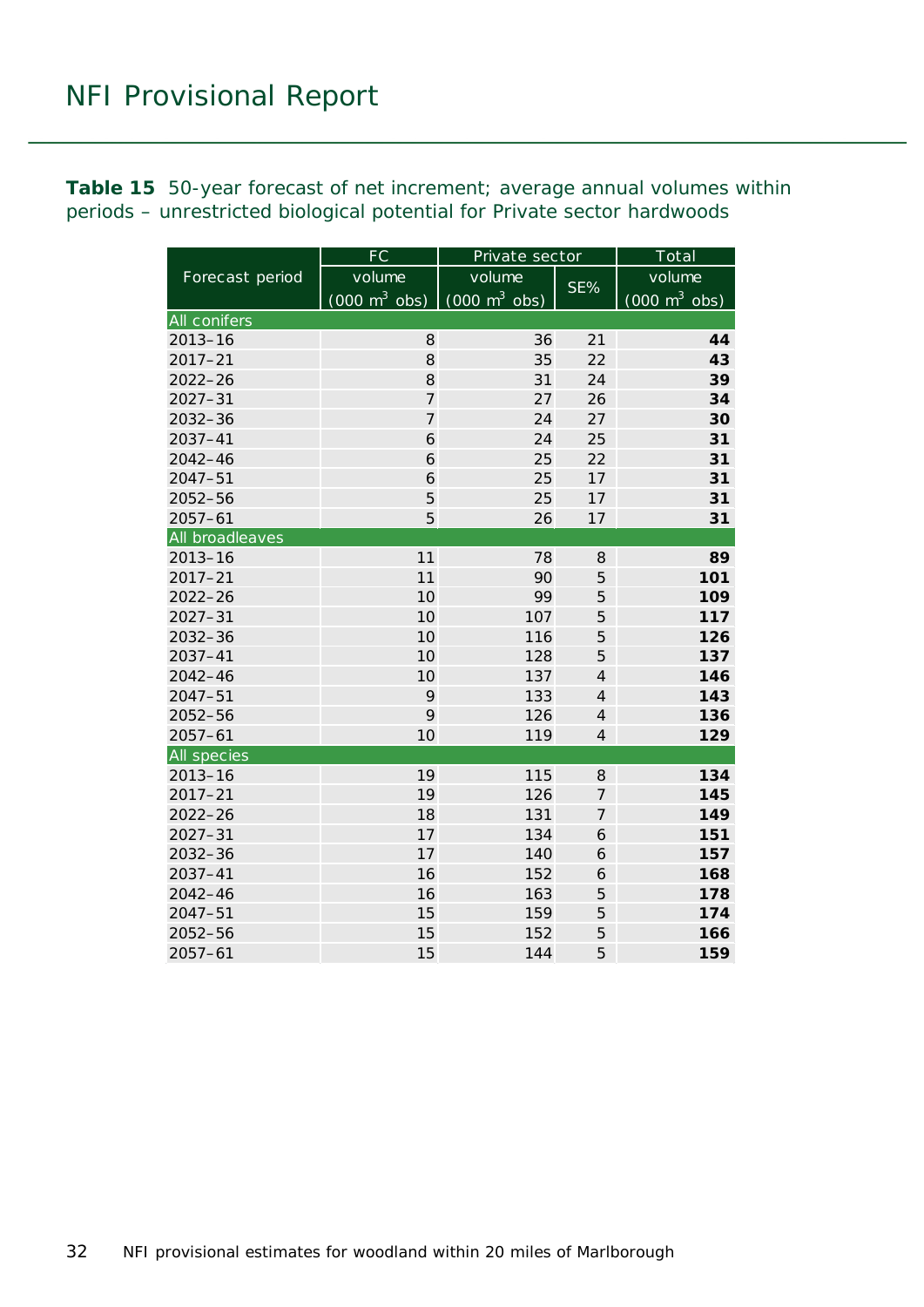**Table 15** 50-year forecast of net increment; average annual volumes within periods – unrestricted biological potential for Private sector hardwoods

| Forecast period | FC | Private sector | | Total |
|---|---|---|---|---|
| | volume (000 m$^3$ obs) | volume (000 m$^3$ obs) | SE% | volume (000 m$^3$ obs) |
| **All conifers** | | | | |
| 2013–16 | 8 | 36 | 21 | **44** |
| 2017–21 | 8 | 35 | 22 | **43** |
| 2022–26 | 8 | 31 | 24 | **39** |
| 2027–31 | 7 | 27 | 26 | **34** |
| 2032–36 | 7 | 24 | 27 | **30** |
| 2037–41 | 6 | 24 | 25 | **31** |
| 2042–46 | 6 | 25 | 22 | **31** |
| 2047–51 | 6 | 25 | 17 | **31** |
| 2052–56 | 5 | 25 | 17 | **31** |
| 2057–61 | 5 | 26 | 17 | **31** |
| **All broadleaves** | | | | |
| 2013–16 | 11 | 78 | 8 | **89** |
| 2017–21 | 11 | 90 | 5 | **101** |
| 2022–26 | 10 | 99 | 5 | **109** |
| 2027–31 | 10 | 107 | 5 | **117** |
| 2032–36 | 10 | 116 | 5 | **126** |
| 2037–41 | 10 | 128 | 5 | **137** |
| 2042–46 | 10 | 137 | 4 | **146** |
| 2047–51 | 9 | 133 | 4 | **143** |
| 2052–56 | 9 | 126 | 4 | **136** |
| 2057–61 | 10 | 119 | 4 | **129** |
| **All species** | | | | |
| 2013–16 | 19 | 115 | 8 | **134** |
| 2017–21 | 19 | 126 | 7 | **145** |
| 2022–26 | 18 | 131 | 7 | **149** |
| 2027–31 | 17 | 134 | 6 | **151** |
| 2032–36 | 17 | 140 | 6 | **157** |
| 2037–41 | 16 | 152 | 6 | **168** |
| 2042–46 | 16 | 163 | 5 | **178** |
| 2047–51 | 15 | 159 | 5 | **174** |
| 2052–56 | 15 | 152 | 5 | **166** |
| 2057–61 | 15 | 144 | 5 | **159** |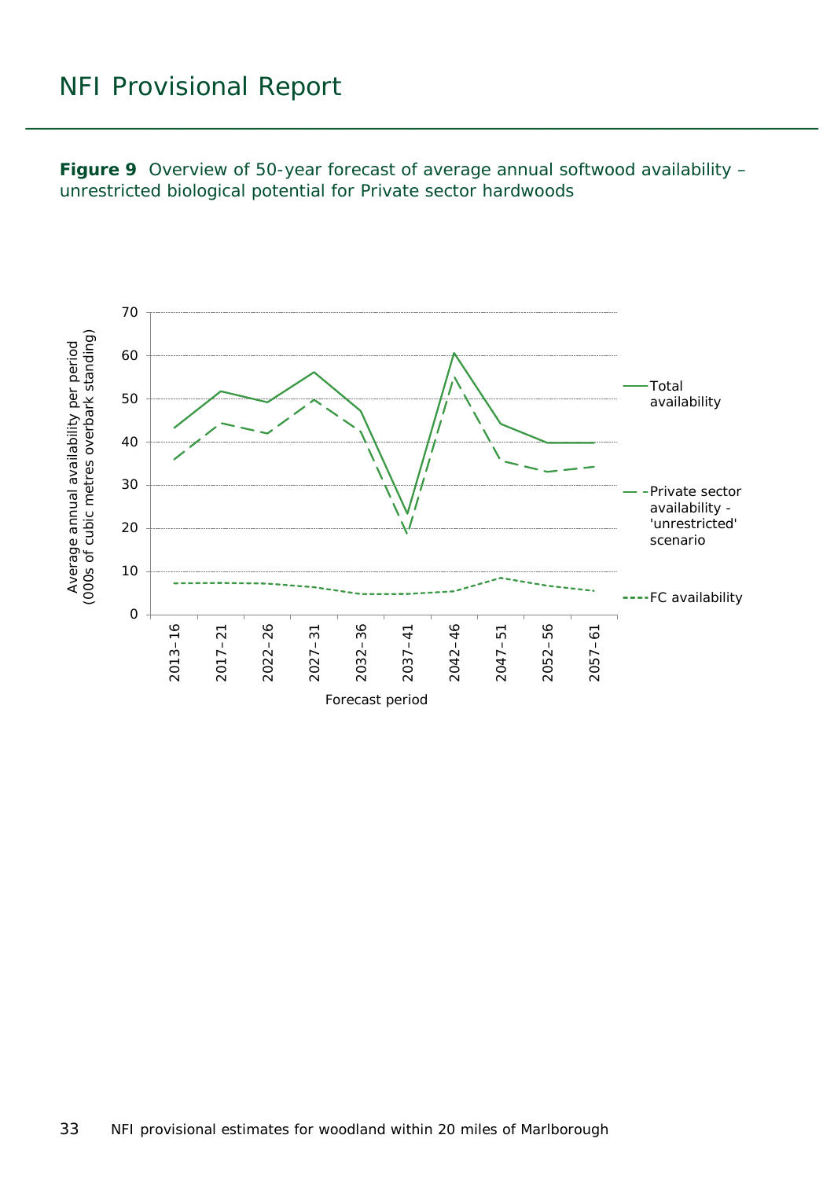**Figure 9** Overview of 50-year forecast of average annual softwood availability – unrestricted biological potential for Private sector hardwoods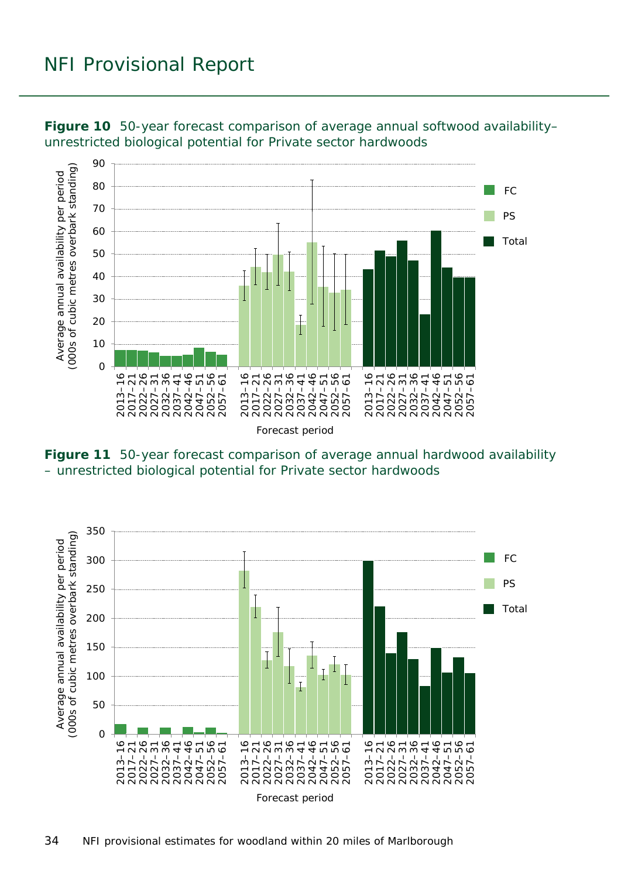**Figure 10** 50-year forecast comparison of average annual softwood availability– unrestricted biological potential for Private sector hardwoods

**Figure 11** 50-year forecast comparison of average annual hardwood availability – unrestricted biological potential for Private sector hardwoods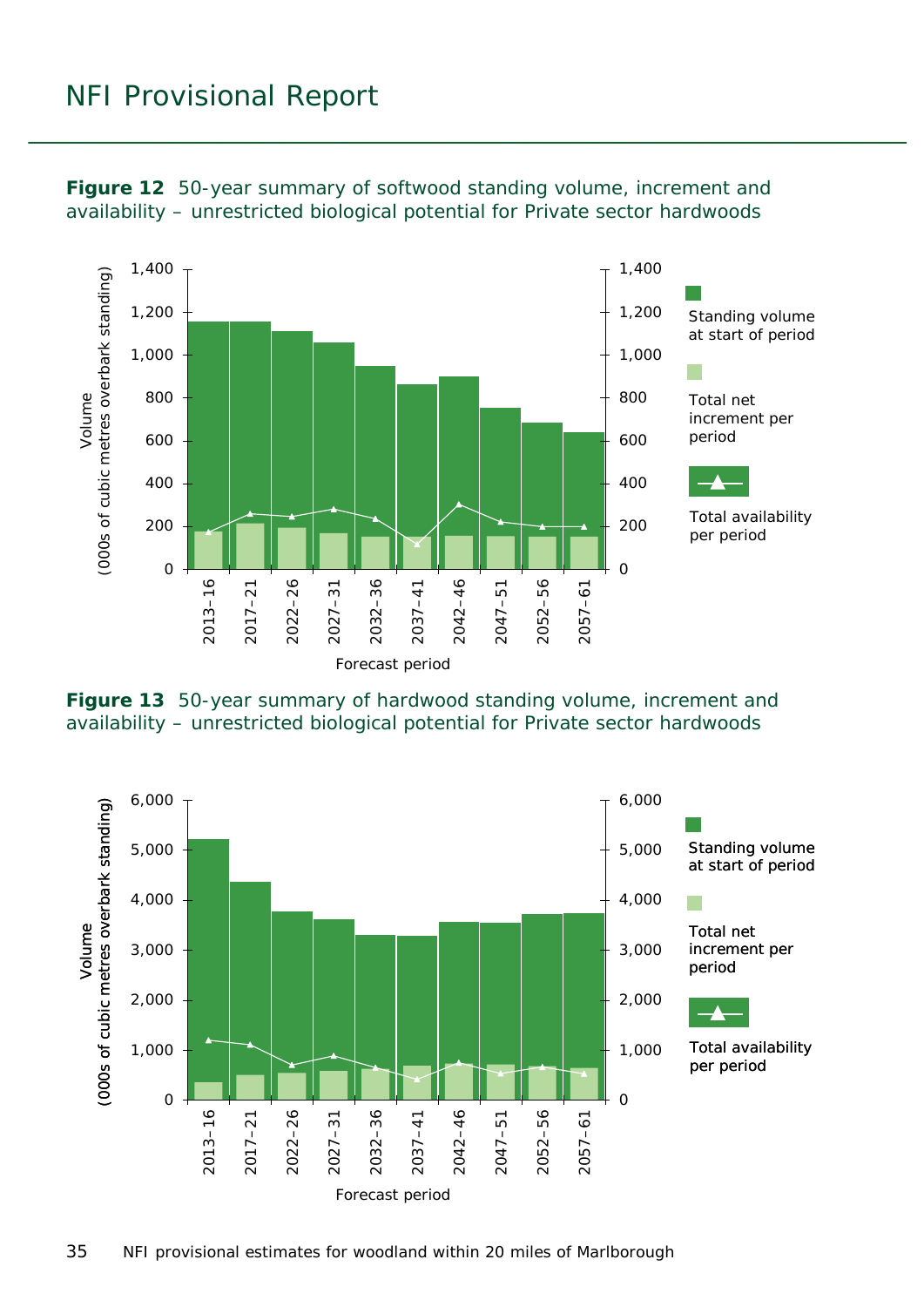**Figure 12** 50-year summary of softwood standing volume, increment and availability – unrestricted biological potential for Private sector hardwoods

**Figure 13** 50-year summary of hardwood standing volume, increment and availability – unrestricted biological potential for Private sector hardwoods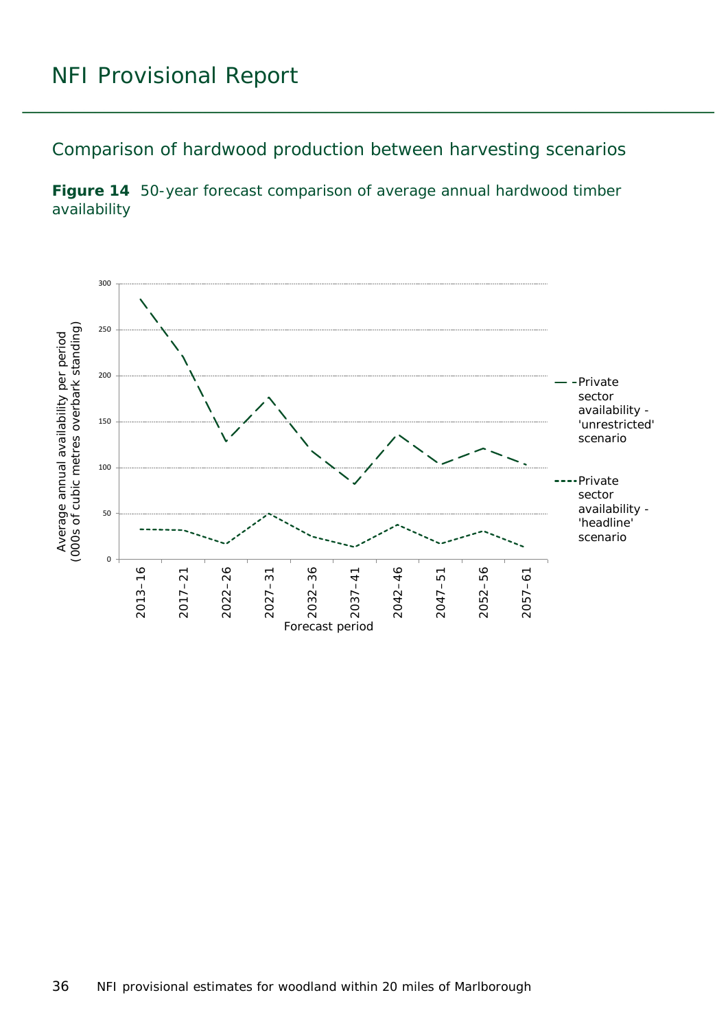## Comparison of hardwood production between harvesting scenarios

**Figure 14** 50-year forecast comparison of average annual hardwood timber availability

| Forecast period | Private sector availability - 'unrestricted' scenario | Private sector availability - 'headline' scenario |
|---|---|---|
| 2013–16 | 284 | 33 |
| 2017–21 | 221 | 32 |
| 2022–26 | 128 | 17 |
| 2027–31 | 177 | 50 |
| 2032–36 | 119 | 25 |
| 2037–41 | 82 | 14 |
| 2042–46 | 136 | 38 |
| 2047–51 | 104 | 17 |
| 2052–56 | 121 | 31 |
| 2057–61 | 103 | 14 |

Values are approximate readings from the chart, in average annual availability per period (000s of cubic metres overbark standing).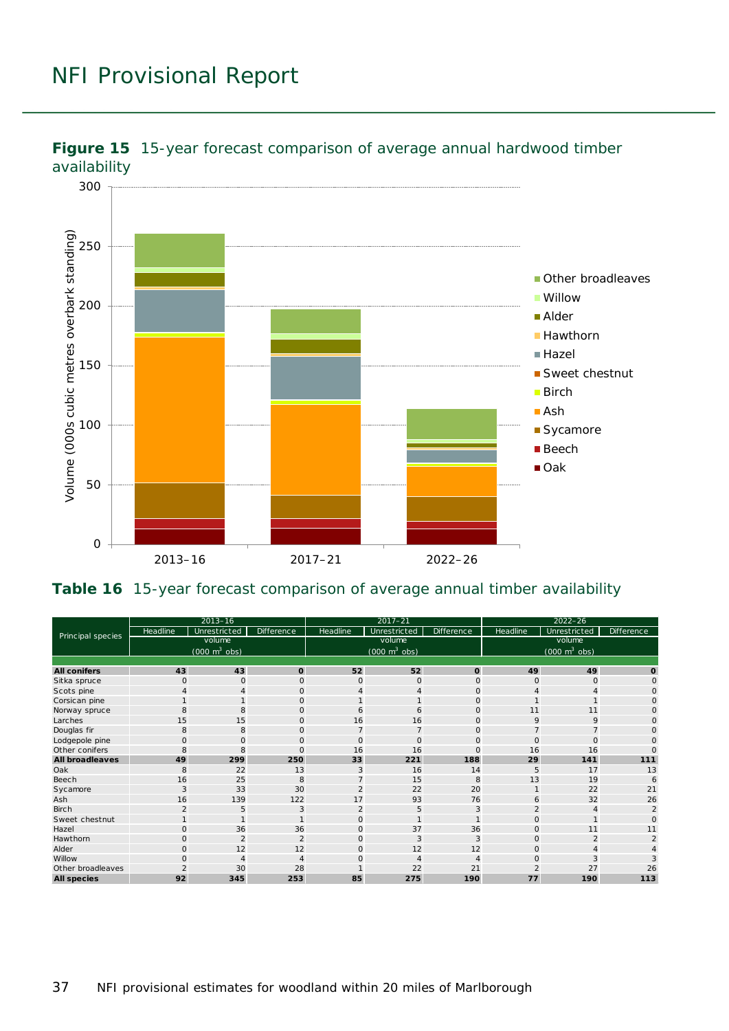**Figure 15** 15-year forecast comparison of average annual hardwood timber availability

**Table 16** 15-year forecast comparison of average annual timber availability

| Principal species | 2013–16 | | | 2017–21 | | | 2022–26 | | |
|---|---|---|---|---|---|---|---|---|---|
| | Headline | Unrestricted | Difference | Headline | Unrestricted | Difference | Headline | Unrestricted | Difference |
| | volume (000 m$^3$ obs) | | | volume (000 m$^3$ obs) | | | volume (000 m$^3$ obs) | | |
| **All conifers** | **43** | **43** | **0** | **52** | **52** | **0** | **49** | **49** | **0** |
| Sitka spruce | 0 | 0 | 0 | 0 | 0 | 0 | 0 | 0 | 0 |
| Scots pine | 4 | 4 | 0 | 4 | 4 | 0 | 4 | 4 | 0 |
| Corsican pine | 1 | 1 | 0 | 1 | 1 | 0 | 1 | 1 | 0 |
| Norway spruce | 8 | 8 | 0 | 6 | 6 | 0 | 11 | 11 | 0 |
| Larches | 15 | 15 | 0 | 16 | 16 | 0 | 9 | 9 | 0 |
| Douglas fir | 8 | 8 | 0 | 7 | 7 | 0 | 7 | 7 | 0 |
| Lodgepole pine | 0 | 0 | 0 | 0 | 0 | 0 | 0 | 0 | 0 |
| Other conifers | 8 | 8 | 0 | 16 | 16 | 0 | 16 | 16 | 0 |
| **All broadleaves** | **49** | **299** | **250** | **33** | **221** | **188** | **29** | **141** | **111** |
| Oak | 8 | 22 | 13 | 3 | 16 | 14 | 5 | 17 | 13 |
| Beech | 16 | 25 | 8 | 7 | 15 | 8 | 13 | 19 | 6 |
| Sycamore | 3 | 33 | 30 | 2 | 22 | 20 | 1 | 22 | 21 |
| Ash | 16 | 139 | 122 | 17 | 93 | 76 | 6 | 32 | 26 |
| Birch | 2 | 5 | 3 | 2 | 5 | 3 | 2 | 4 | 2 |
| Sweet chestnut | 1 | 1 | 1 | 0 | 1 | 1 | 0 | 1 | 0 |
| Hazel | 0 | 36 | 36 | 0 | 37 | 36 | 0 | 11 | 11 |
| Hawthorn | 0 | 2 | 2 | 0 | 3 | 3 | 0 | 2 | 2 |
| Alder | 0 | 12 | 12 | 0 | 12 | 12 | 0 | 4 | 4 |
| Willow | 0 | 4 | 4 | 0 | 4 | 4 | 0 | 3 | 3 |
| Other broadleaves | 2 | 30 | 28 | 1 | 22 | 21 | 2 | 27 | 26 |
| **All species** | **92** | **345** | **253** | **85** | **275** | **190** | **77** | **190** | **113** |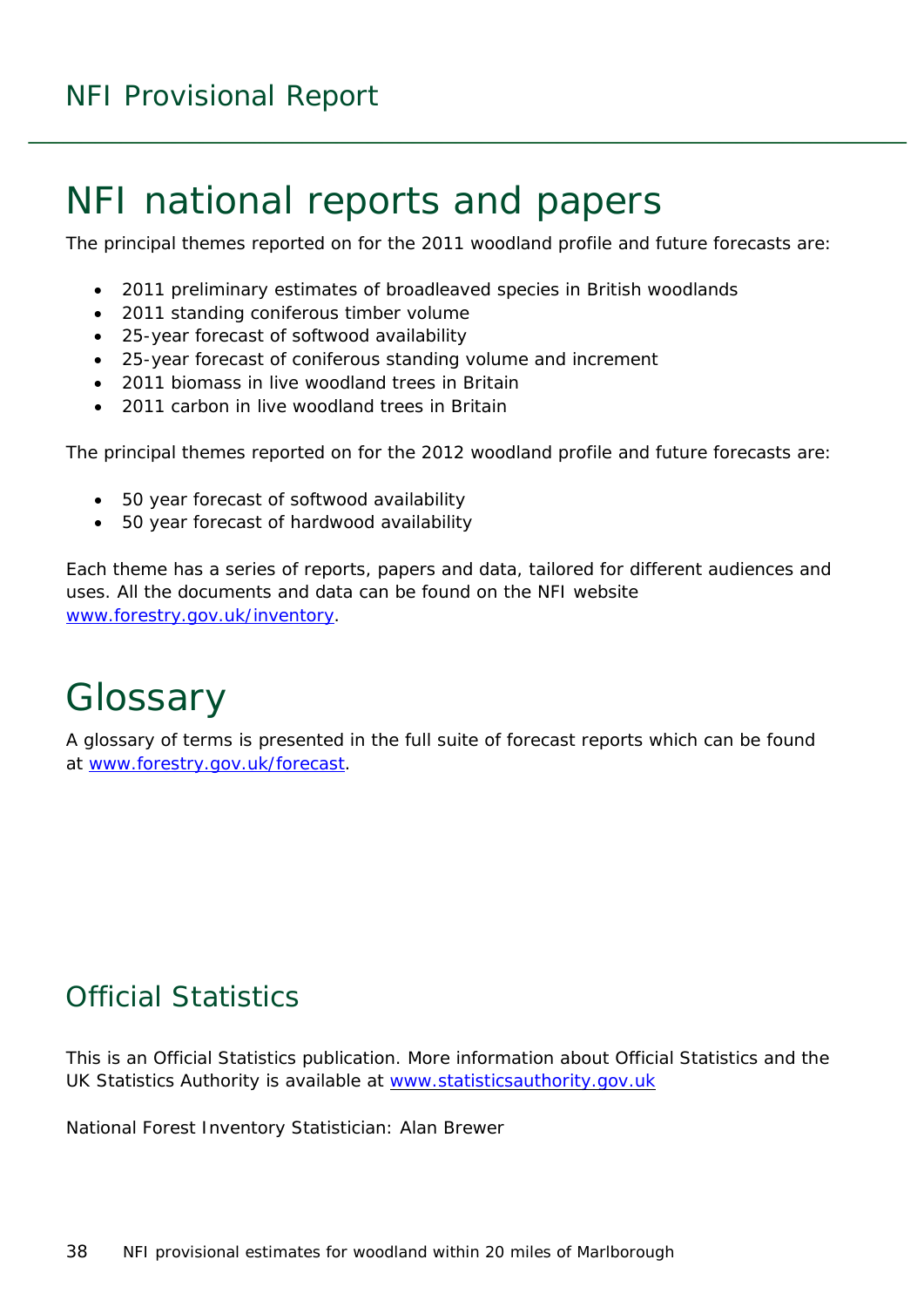# NFI national reports and papers

The principal themes reported on for the 2011 woodland profile and future forecasts are:

- 2011 preliminary estimates of broadleaved species in British woodlands
- 2011 standing coniferous timber volume
- 25-year forecast of softwood availability
- 25-year forecast of coniferous standing volume and increment
- 2011 biomass in live woodland trees in Britain
- 2011 carbon in live woodland trees in Britain

The principal themes reported on for the 2012 woodland profile and future forecasts are:

- 50 year forecast of softwood availability
- 50 year forecast of hardwood availability

Each theme has a series of reports, papers and data, tailored for different audiences and uses. All the documents and data can be found on the NFI website www.forestry.gov.uk/inventory.

# Glossary

A glossary of terms is presented in the full suite of forecast reports which can be found at www.forestry.gov.uk/forecast.

## Official Statistics

This is an Official Statistics publication. More information about Official Statistics and the UK Statistics Authority is available at www.statisticsauthority.gov.uk

National Forest Inventory Statistician: Alan Brewer